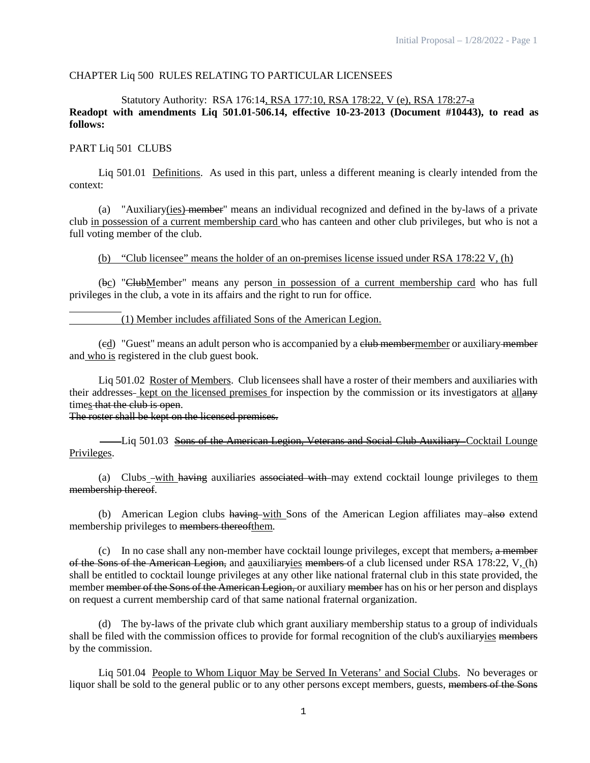CHAPTER Liq 500 RULES RELATING TO PARTICULAR LICENSEES

Statutory Authority: RSA 176:14, RSA 177:10, RSA 178:22, V (e), RSA 178:27-a

**Readopt with amendments Liq 501.01-506.14, effective 10-23-2013 (Document #10443), to read as follows:**

PART Liq 501 CLUBS

Liq 501.01 Definitions. As used in this part, unless a different meaning is clearly intended from the context:

(a) "Auxiliary(ies) member" means an individual recognized and defined in the by-laws of a private club in possession of a current membership card who has canteen and other club privileges, but who is not a full voting member of the club.

(b) "Club licensee" means the holder of an on-premises license issued under RSA 178:22 V, (h)

(bc) "ClubMember" means any person in possession of a current membership card who has full privileges in the club, a vote in its affairs and the right to run for office.

(1) Member includes affiliated Sons of the American Legion.

(cd) "Guest" means an adult person who is accompanied by a club membermember or auxiliary member and who is registered in the club guest book.

Liq 501.02 Roster of Members. Club licensees shall have a roster of their members and auxiliaries with their addresses kept on the licensed premises for inspection by the commission or its investigators at allany times that the club is open.
The roster shall be kept on the licensed premises.

Liq 501.03 Sons of the American Legion, Veterans and Social Club Auxiliary Cocktail Lounge Privileges.

(a) Clubs with having auxiliaries associated with may extend cocktail lounge privileges to them membership thereof.

(b) American Legion clubs having with Sons of the American Legion affiliates may also extend membership privileges to members thereofthem.

(c) In no case shall any non-member have cocktail lounge privileges, except that members, a member of the Sons of the American Legion, and aauxiliaryies members of a club licensed under RSA 178:22, V, (h) shall be entitled to cocktail lounge privileges at any other like national fraternal club in this state provided, the member member of the Sons of the American Legion, or auxiliary member has on his or her person and displays on request a current membership card of that same national fraternal organization.

(d) The by-laws of the private club which grant auxiliary membership status to a group of individuals shall be filed with the commission offices to provide for formal recognition of the club's auxiliaryies members by the commission.

Liq 501.04 People to Whom Liquor May be Served In Veterans' and Social Clubs. No beverages or liquor shall be sold to the general public or to any other persons except members, guests, members of the Sons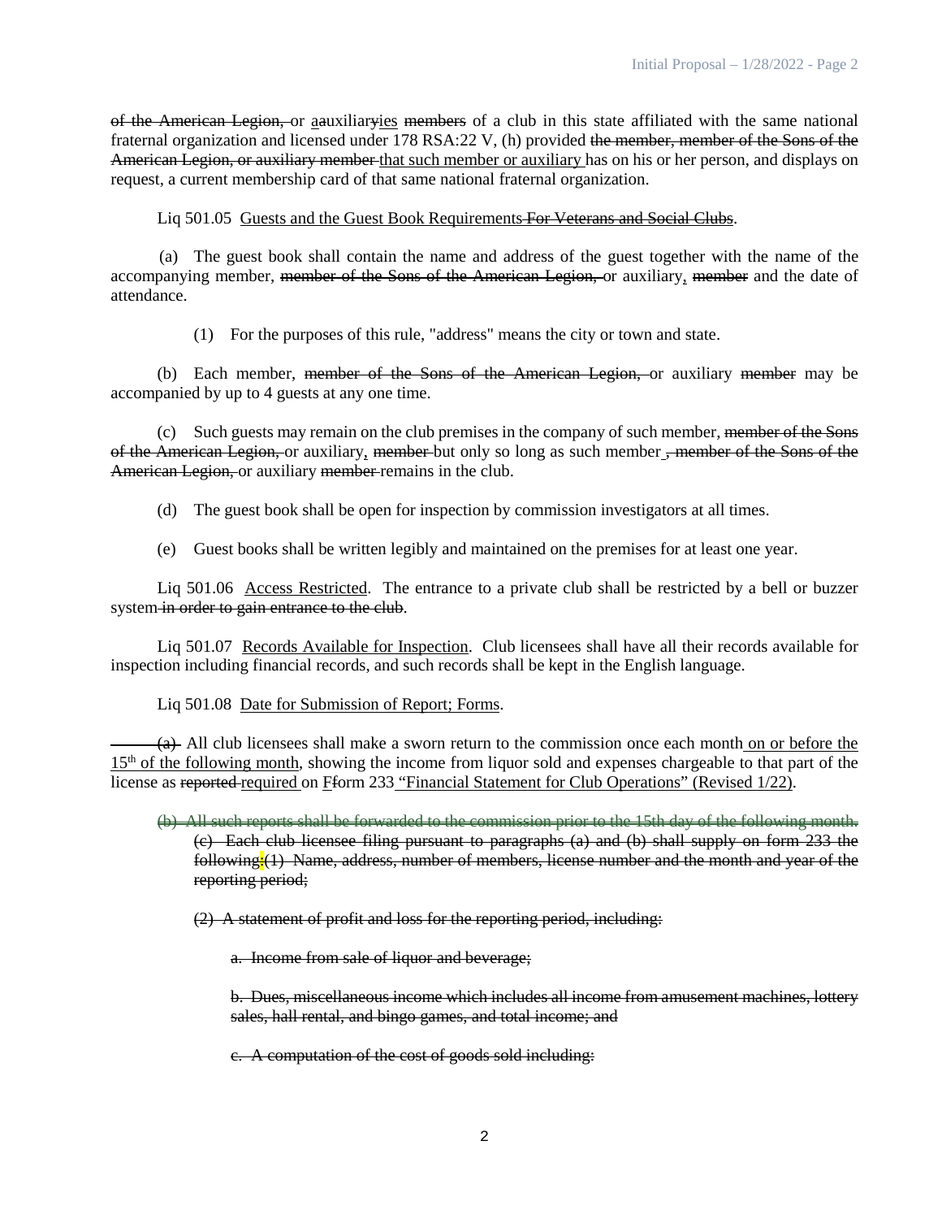~~of the American Legion,~~ or <u>a</u>~~a~~uxiliar~~y~~<u>ies</u> ~~members~~ of a club in this state affiliated with the same national fraternal organization and licensed under 178 RSA:22 V, (h) provided ~~the member, member of the Sons of the American Legion, or auxiliary member~~ <u>that such member or auxiliary</u> has on his or her person, and displays on request, a current membership card of that same national fraternal organization.

Liq 501.05 <u>Guests and the Guest Book Requirements</u>~~ For Veterans and Social Clubs~~.

(a) The guest book shall contain the name and address of the guest together with the name of the accompanying member, ~~member of the Sons of the American Legion,~~ or auxiliary<u>,</u> ~~member~~ and the date of attendance.

(1) For the purposes of this rule, "address" means the city or town and state.

(b) Each member, ~~member of the Sons of the American Legion,~~ or auxiliary ~~member~~ may be accompanied by up to 4 guests at any one time.

(c) Such guests may remain on the club premises in the company of such member, ~~member of the Sons of the American Legion,~~ or auxiliary<u>,</u> ~~member~~ but only so long as such member ~~, member of the Sons of the American Legion,~~ or auxiliary ~~member~~ remains in the club.

(d) The guest book shall be open for inspection by commission investigators at all times.

(e) Guest books shall be written legibly and maintained on the premises for at least one year.

Liq 501.06 <u>Access Restricted</u>. The entrance to a private club shall be restricted by a bell or buzzer system~~ in order to gain entrance to the club~~.

Liq 501.07 <u>Records Available for Inspection</u>. Club licensees shall have all their records available for inspection including financial records, and such records shall be kept in the English language.

Liq 501.08 <u>Date for Submission of Report; Forms</u>.

~~(a)~~ All club licensees shall make a sworn return to the commission once each month<u> on or before the 15th of the following month</u>, showing the income from liquor sold and expenses chargeable to that part of the license as ~~reported~~ <u>required</u> on <u>F</u>~~f~~orm 233<u> "Financial Statement for Club Operations" (Revised 1/22)</u>.

~~(b) All such reports shall be forwarded to the commission prior to the 15th day of the following month.~~
~~(c) Each club licensee filing pursuant to paragraphs (a) and (b) shall supply on form 233 the following: (1) Name, address, number of members, license number and the month and year of the reporting period;~~

~~(2) A statement of profit and loss for the reporting period, including:~~

~~a. Income from sale of liquor and beverage;~~

~~b. Dues, miscellaneous income which includes all income from amusement machines, lottery sales, hall rental, and bingo games, and total income; and~~

~~c. A computation of the cost of goods sold including:~~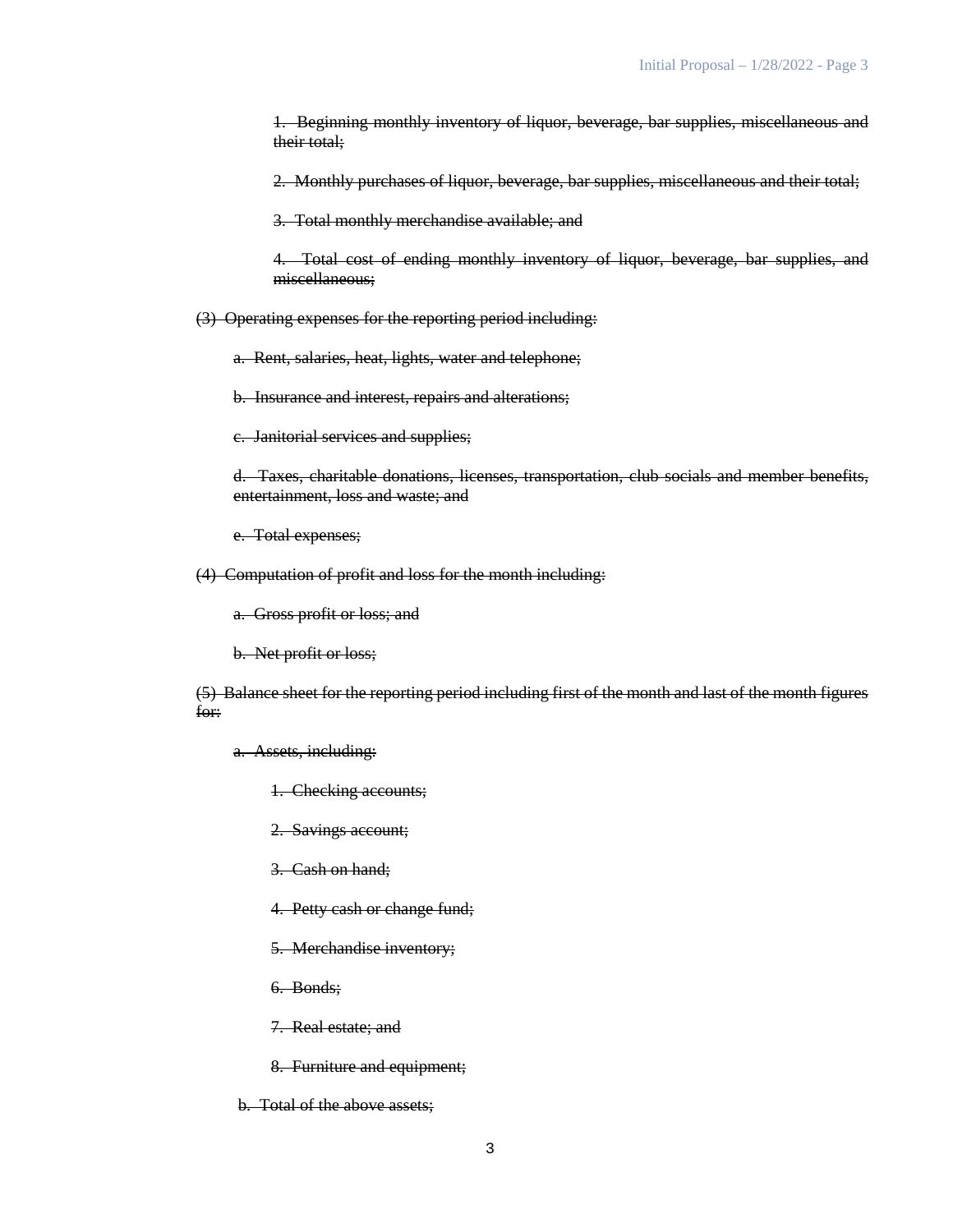~~1. Beginning monthly inventory of liquor, beverage, bar supplies, miscellaneous and their total;~~

~~2. Monthly purchases of liquor, beverage, bar supplies, miscellaneous and their total;~~

~~3. Total monthly merchandise available; and~~

~~4. Total cost of ending monthly inventory of liquor, beverage, bar supplies, and miscellaneous;~~

~~(3) Operating expenses for the reporting period including:~~

~~a. Rent, salaries, heat, lights, water and telephone;~~

~~b. Insurance and interest, repairs and alterations;~~

~~c. Janitorial services and supplies;~~

~~d. Taxes, charitable donations, licenses, transportation, club socials and member benefits, entertainment, loss and waste; and~~

~~e. Total expenses;~~

~~(4) Computation of profit and loss for the month including:~~

~~a. Gross profit or loss; and~~

~~b. Net profit or loss;~~

~~(5) Balance sheet for the reporting period including first of the month and last of the month figures for:~~

~~a. Assets, including:~~

~~1. Checking accounts;~~

~~2. Savings account;~~

~~3. Cash on hand;~~

~~4. Petty cash or change fund;~~

~~5. Merchandise inventory;~~

~~6. Bonds;~~

~~7. Real estate; and~~

~~8. Furniture and equipment;~~

~~b. Total of the above assets;~~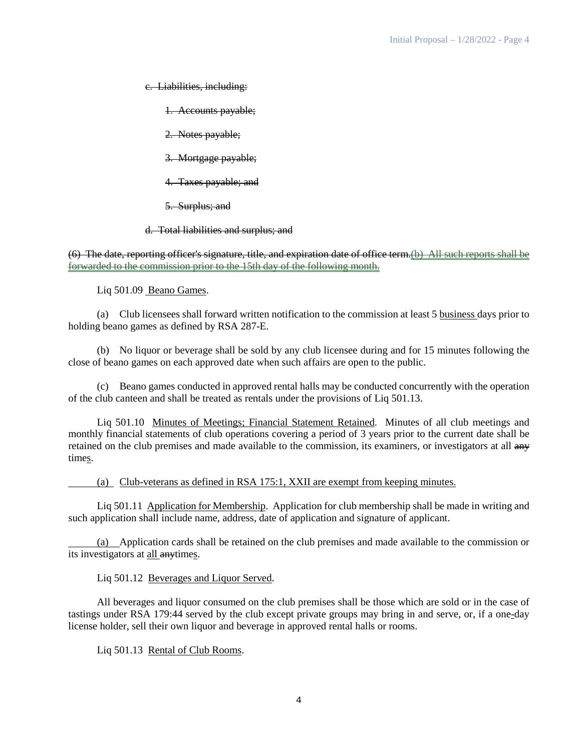~~c. Liabilities, including:~~

~~1. Accounts payable;~~

~~2. Notes payable;~~

~~3. Mortgage payable;~~

~~4. Taxes payable; and~~

~~5. Surplus; and~~

~~d. Total liabilities and surplus; and~~

~~(6) The date, reporting officer's signature, title, and expiration date of office term.~~~~(b) All such reports shall be forwarded to the commission prior to the 15th day of the following month.~~

Liq 501.09 <u>Beano Games</u>.

(a) Club licensees shall forward written notification to the commission at least 5 <u>business</u> days prior to holding beano games as defined by RSA 287-E.

(b) No liquor or beverage shall be sold by any club licensee during and for 15 minutes following the close of beano games on each approved date when such affairs are open to the public.

(c) Beano games conducted in approved rental halls may be conducted concurrently with the operation of the club canteen and shall be treated as rentals under the provisions of Liq 501.13.

Liq 501.10 <u>Minutes of Meetings; Financial Statement Retained</u>. Minutes of all club meetings and monthly financial statements of club operations covering a period of 3 years prior to the current date shall be retained on the club premises and made available to the commission, its examiners, or investigators at all ~~any~~ time<u>s</u>.

<u>(a) Club-veterans as defined in RSA 175:1, XXII are exempt from keeping minutes.</u>

Liq 501.11 <u>Application for Membership</u>. Application for club membership shall be made in writing and such application shall include name, address, date of application and signature of applicant.

<u>(a)</u> Application cards shall be retained on the club premises and made available to the commission or its investigators at <u>all</u> ~~any~~time<u>s</u>.

Liq 501.12 <u>Beverages and Liquor Served</u>.

All beverages and liquor consumed on the club premises shall be those which are sold or in the case of tastings under RSA 179:44 served by the club except private groups may bring in and serve, or, if a one<u>-</u>day license holder, sell their own liquor and beverage in approved rental halls or rooms.

Liq 501.13 <u>Rental of Club Rooms</u>.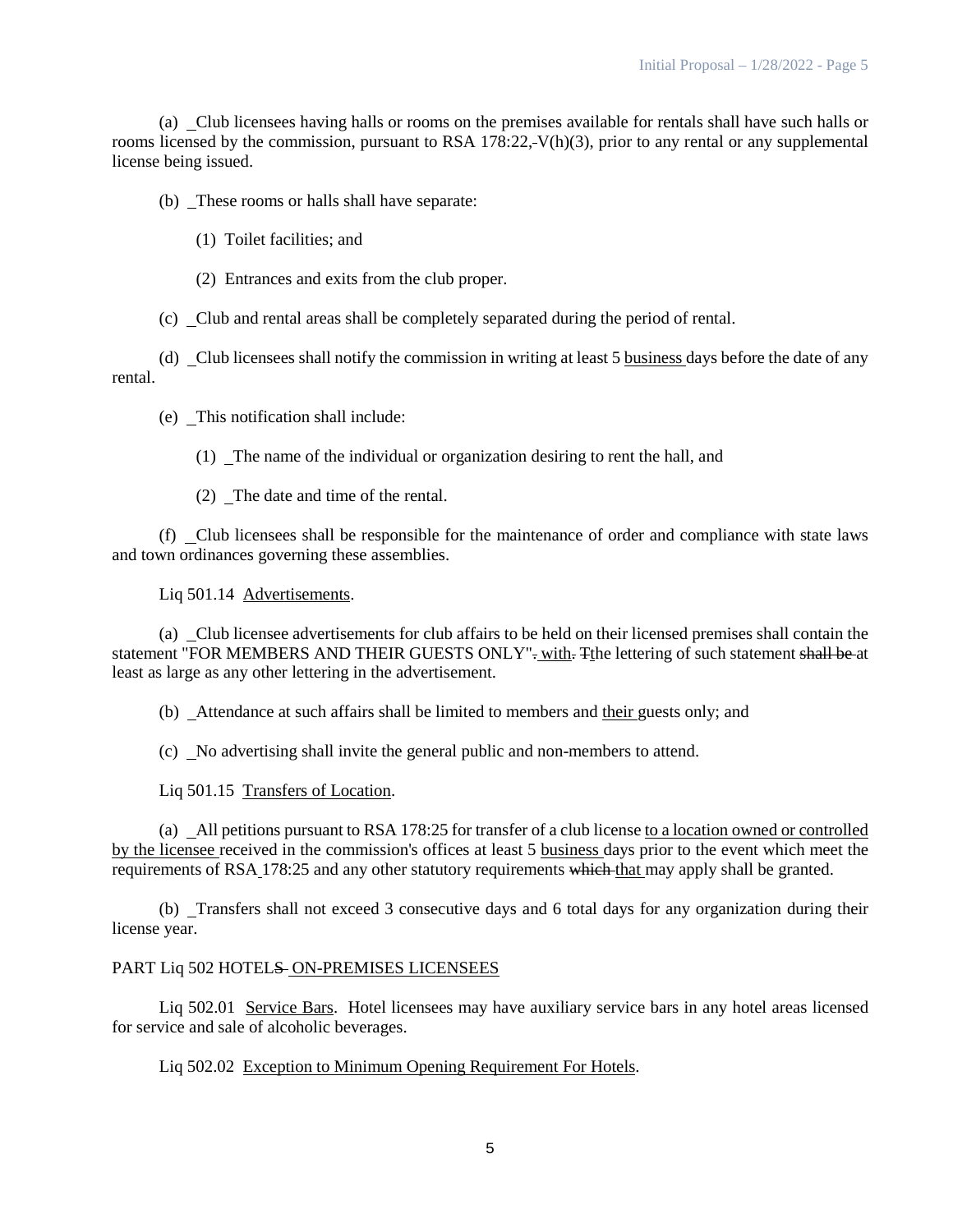(a) Club licensees having halls or rooms on the premises available for rentals shall have such halls or rooms licensed by the commission, pursuant to RSA 178:22,-V(h)(3), prior to any rental or any supplemental license being issued.

(b) These rooms or halls shall have separate:

(1) Toilet facilities; and

(2) Entrances and exits from the club proper.

(c) Club and rental areas shall be completely separated during the period of rental.

(d) Club licensees shall notify the commission in writing at least 5 business days before the date of any rental.

(e) This notification shall include:

(1) The name of the individual or organization desiring to rent the hall, and

(2) The date and time of the rental.

(f) Club licensees shall be responsible for the maintenance of order and compliance with state laws and town ordinances governing these assemblies.

Liq 501.14 Advertisements.

(a) Club licensee advertisements for club affairs to be held on their licensed premises shall contain the statement "FOR MEMBERS AND THEIR GUESTS ONLY". with. Tthe lettering of such statement shall be at least as large as any other lettering in the advertisement.

(b) Attendance at such affairs shall be limited to members and their guests only; and

(c) No advertising shall invite the general public and non-members to attend.

Liq 501.15 Transfers of Location.

(a) All petitions pursuant to RSA 178:25 for transfer of a club license to a location owned or controlled by the licensee received in the commission's offices at least 5 business days prior to the event which meet the requirements of RSA 178:25 and any other statutory requirements which that may apply shall be granted.

(b) Transfers shall not exceed 3 consecutive days and 6 total days for any organization during their license year.

PART Liq 502 HOTELS ON-PREMISES LICENSEES

Liq 502.01 Service Bars. Hotel licensees may have auxiliary service bars in any hotel areas licensed for service and sale of alcoholic beverages.

Liq 502.02 Exception to Minimum Opening Requirement For Hotels.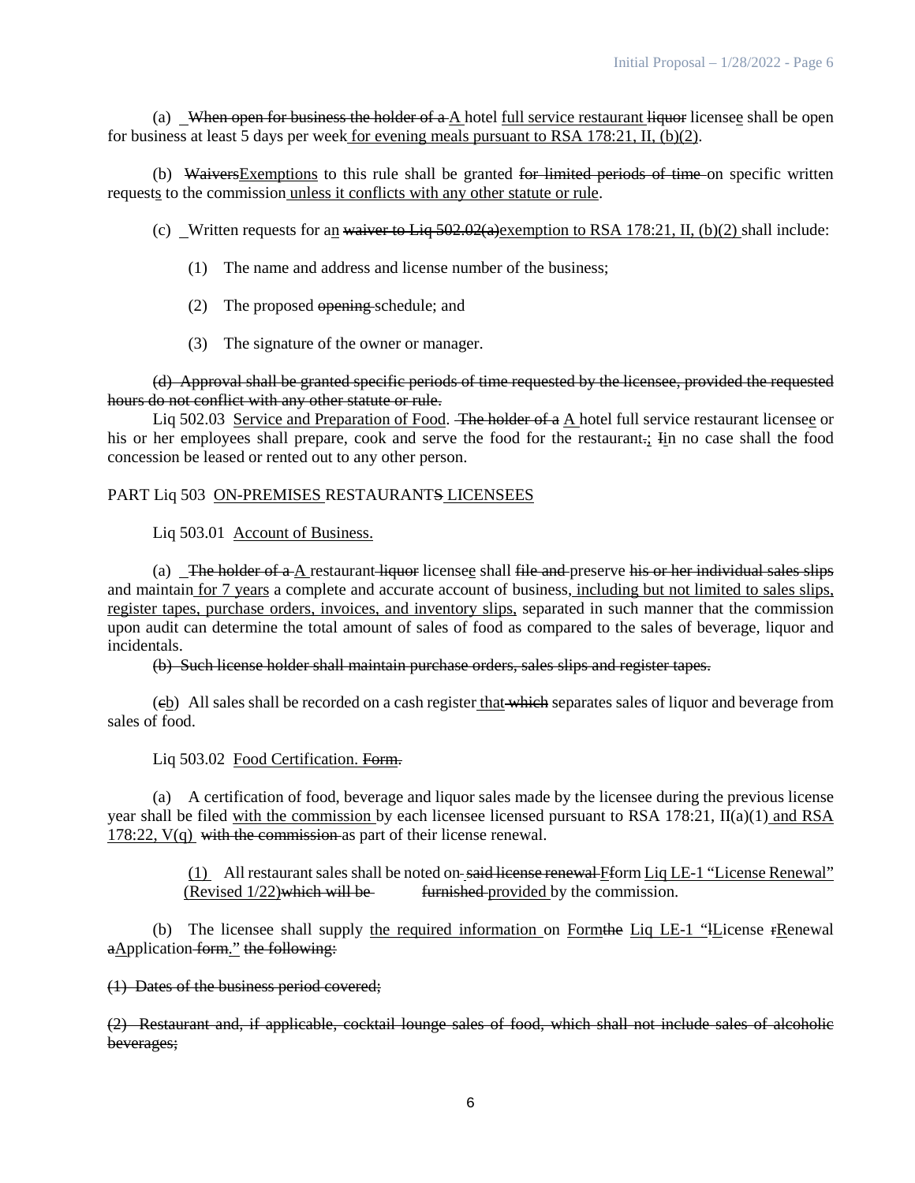(a) ~~When open for business the holder of a~~ A hotel full service restaurant ~~liquor~~ licensee shall be open for business at least 5 days per week for evening meals pursuant to RSA 178:21, II, (b)(2).

(b) ~~Waivers~~Exemptions to this rule shall be granted ~~for limited periods of time~~ on specific written requests to the commission unless it conflicts with any other statute or rule.

(c) Written requests for an ~~waiver to Liq 502.02(a)~~exemption to RSA 178:21, II, (b)(2) shall include:

(1) The name and address and license number of the business;

(2) The proposed ~~opening~~ schedule; and

(3) The signature of the owner or manager.

~~(d) Approval shall be granted specific periods of time requested by the licensee, provided the requested hours do not conflict with any other statute or rule.~~

Liq 502.03 Service and Preparation of Food. ~~The holder of a~~ A hotel full service restaurant licensee or his or her employees shall prepare, cook and serve the food for the restaurant~~.~~; ~~I~~in no case shall the food concession be leased or rented out to any other person.

PART Liq 503 ON-PREMISES RESTAURANT~~S~~ LICENSEES

Liq 503.01 Account of Business.

(a) ~~The holder of a~~ A restaurant ~~liquor~~ licensee shall ~~file and~~ preserve ~~his or her individual sales slips~~ and maintain for 7 years a complete and accurate account of business, including but not limited to sales slips, register tapes, purchase orders, invoices, and inventory slips, separated in such manner that the commission upon audit can determine the total amount of sales of food as compared to the sales of beverage, liquor and incidentals.

~~(b) Such license holder shall maintain purchase orders, sales slips and register tapes.~~

(~~c~~b) All sales shall be recorded on a cash register that ~~which~~ separates sales of liquor and beverage from sales of food.

Liq 503.02 Food Certification. ~~Form.~~

(a) A certification of food, beverage and liquor sales made by the licensee during the previous license year shall be filed with the commission by each licensee licensed pursuant to RSA 178:21, II(a)(1) and RSA 178:22, V(q) ~~with the commission~~ as part of their license renewal.

(1) All restaurant sales shall be noted on ~~said license renewal~~ ~~F~~form Liq LE-1 "License Renewal" (Revised 1/22)~~which will be furnished~~ provided by the commission.

(b) The licensee shall supply the required information on Form~~the~~ Liq LE-1 "~~l~~License ~~r~~Renewal ~~a~~Application ~~form.~~" ~~the following:~~

~~(1) Dates of the business period covered;~~

~~(2) Restaurant and, if applicable, cocktail lounge sales of food, which shall not include sales of alcoholic beverages;~~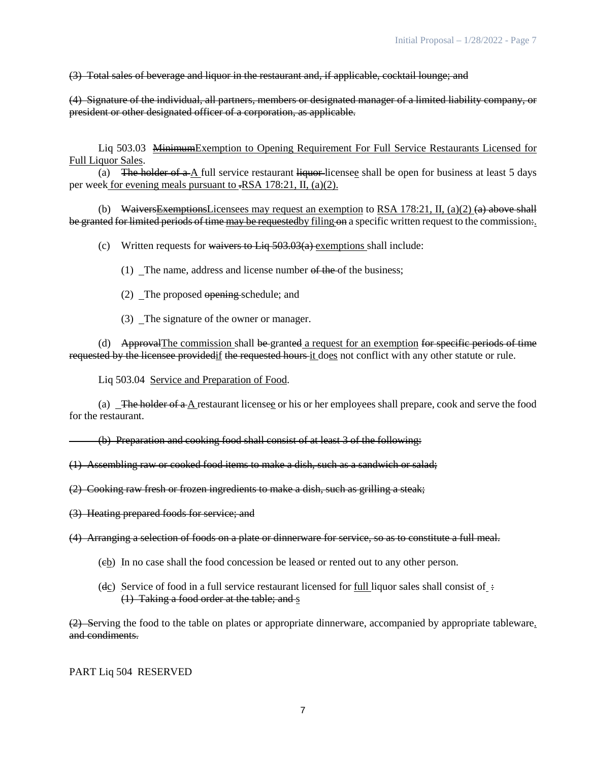~~(3) Total sales of beverage and liquor in the restaurant and, if applicable, cocktail lounge; and~~

~~(4) Signature of the individual, all partners, members or designated manager of a limited liability company, or president or other designated officer of a corporation, as applicable.~~

Liq 503.03 ~~Minimum~~Exemption to Opening Requirement For Full Service Restaurants Licensed for Full Liquor Sales.

(a) ~~The holder of a~~ A full service restaurant ~~liquor~~ licensee shall be open for business at least 5 days per week for evening meals pursuant to ~~.~~RSA 178:21, II, (a)(2).

(b) ~~Waivers~~~~Exemptions~~Licensees may request an exemption to RSA 178:21, II, (a)(2) ~~(a) above shall be granted for limited periods of time~~ ~~may be requested~~by filing ~~on~~ a specific written request to the commission~~:~~.

(c) Written requests for ~~waivers to Liq 503.03(a)~~ exemptions shall include:

(1) The name, address and license number ~~of the~~ of the business;

(2) The proposed ~~opening~~ schedule; and

(3) The signature of the owner or manager.

(d) ~~Approval~~The commission shall ~~be~~ granted a request for an exemption ~~for specific periods of time requested by the licensee provided~~if ~~the requested hours~~ it does not conflict with any other statute or rule.

Liq 503.04 Service and Preparation of Food.

(a) ~~The holder of a~~ A restaurant licensee or his or her employees shall prepare, cook and serve the food for the restaurant.

~~(b) Preparation and cooking food shall consist of at least 3 of the following:~~

~~(1) Assembling raw or cooked food items to make a dish, such as a sandwich or salad;~~

~~(2) Cooking raw fresh or frozen ingredients to make a dish, such as grilling a steak;~~

~~(3) Heating prepared foods for service; and~~

~~(4) Arranging a selection of foods on a plate or dinnerware for service, so as to constitute a full meal.~~

(~~c~~b) In no case shall the food concession be leased or rented out to any other person.

(~~d~~c) Service of food in a full service restaurant licensed for full liquor sales shall consist of ~~:~~ ~~(1) Taking a food order at the table; and~~ ~~S~~s

~~(2) S~~erving the food to the table on plates or appropriate dinnerware, accompanied by appropriate tableware. ~~and condiments.~~

PART Liq 504 RESERVED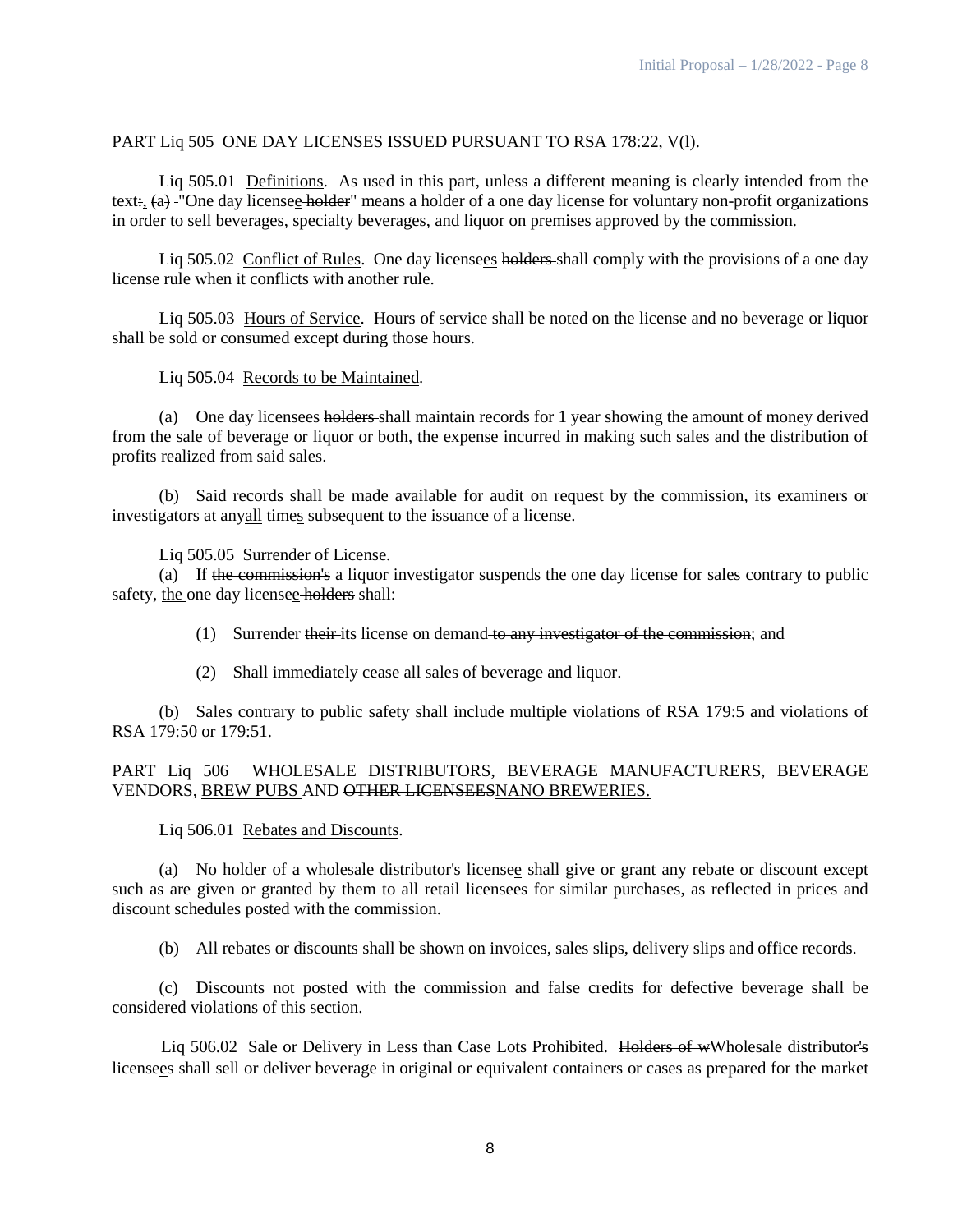PART Liq 505 ONE DAY LICENSES ISSUED PURSUANT TO RSA 178:22, V(l).

Liq 505.01 <u>Definitions</u>. As used in this part, unless a different meaning is clearly intended from the text~~:~~<u>,</u> ~~(a)~~ "One day license<u>e</u>~~ holder~~" means a holder of a one day license for voluntary non-profit organizations <u>in order to sell beverages, specialty beverages, and liquor on premises approved by the commission</u>.

Liq 505.02 <u>Conflict of Rules</u>. One day license<u>es</u> ~~holders~~ shall comply with the provisions of a one day license rule when it conflicts with another rule.

Liq 505.03 <u>Hours of Service</u>. Hours of service shall be noted on the license and no beverage or liquor shall be sold or consumed except during those hours.

Liq 505.04 <u>Records to be Maintained</u>.

(a) One day license<u>es</u> ~~holders~~ shall maintain records for 1 year showing the amount of money derived from the sale of beverage or liquor or both, the expense incurred in making such sales and the distribution of profits realized from said sales.

(b) Said records shall be made available for audit on request by the commission, its examiners or investigators at ~~any~~<u>all</u> time<u>s</u> subsequent to the issuance of a license.

Liq 505.05 <u>Surrender of License</u>.

(a) If ~~the commission's~~ <u>a liquor</u> investigator suspends the one day license for sales contrary to public safety, <u>the</u> one day license<u>e</u> ~~holders~~ shall:

(1) Surrender ~~their~~ <u>its</u> license on demand ~~to any investigator of the commission~~; and

(2) Shall immediately cease all sales of beverage and liquor.

(b) Sales contrary to public safety shall include multiple violations of RSA 179:5 and violations of RSA 179:50 or 179:51.

PART Liq 506 WHOLESALE DISTRIBUTORS, BEVERAGE MANUFACTURERS, BEVERAGE VENDORS, <u>BREW PUBS</u> AND ~~OTHER LICENSEES~~<u>NANO BREWERIES.</u>

Liq 506.01 <u>Rebates and Discounts</u>.

(a) No ~~holder of a~~ wholesale distributor~~'s~~ license<u>e</u> shall give or grant any rebate or discount except such as are given or granted by them to all retail licensees for similar purchases, as reflected in prices and discount schedules posted with the commission.

(b) All rebates or discounts shall be shown on invoices, sales slips, delivery slips and office records.

(c) Discounts not posted with the commission and false credits for defective beverage shall be considered violations of this section.

Liq 506.02 <u>Sale or Delivery in Less than Case Lots Prohibited</u>. ~~Holders of w~~<u>W</u>holesale distributor~~'s~~ license<u>es</u> shall sell or deliver beverage in original or equivalent containers or cases as prepared for the market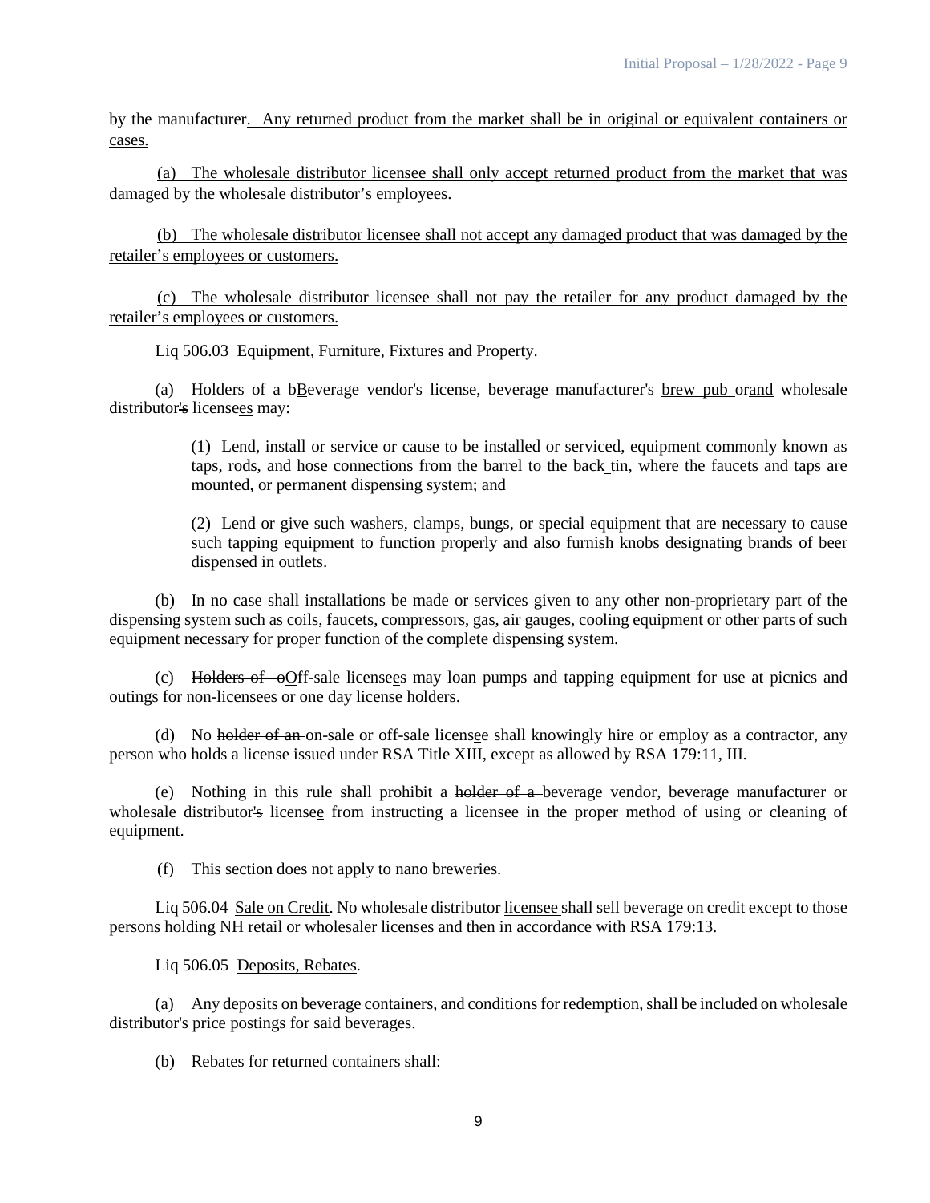by the manufacturer. Any returned product from the market shall be in original or equivalent containers or cases.

(a) The wholesale distributor licensee shall only accept returned product from the market that was damaged by the wholesale distributor's employees.

(b) The wholesale distributor licensee shall not accept any damaged product that was damaged by the retailer's employees or customers.

(c) The wholesale distributor licensee shall not pay the retailer for any product damaged by the retailer's employees or customers.

Liq 506.03 Equipment, Furniture, Fixtures and Property.

(a) ~~Holders of a b~~Beverage vendor~~'s license~~, beverage manufacturer~~'s~~ brew pub ~~or~~and wholesale distributor~~'s~~ licensees may:

> (1) Lend, install or service or cause to be installed or serviced, equipment commonly known as taps, rods, and hose connections from the barrel to the back tin, where the faucets and taps are mounted, or permanent dispensing system; and
>
> (2) Lend or give such washers, clamps, bungs, or special equipment that are necessary to cause such tapping equipment to function properly and also furnish knobs designating brands of beer dispensed in outlets.

(b) In no case shall installations be made or services given to any other non-proprietary part of the dispensing system such as coils, faucets, compressors, gas, air gauges, cooling equipment or other parts of such equipment necessary for proper function of the complete dispensing system.

(c) ~~Holders of o~~Off-sale licensees may loan pumps and tapping equipment for use at picnics and outings for non-licensees or one day license holders.

(d) No ~~holder of an~~ on-sale or off-sale licensee shall knowingly hire or employ as a contractor, any person who holds a license issued under RSA Title XIII, except as allowed by RSA 179:11, III.

(e) Nothing in this rule shall prohibit a ~~holder of a~~ beverage vendor, beverage manufacturer or wholesale distributor~~'s~~ licensee from instructing a licensee in the proper method of using or cleaning of equipment.

(f) This section does not apply to nano breweries.

Liq 506.04 Sale on Credit. No wholesale distributor licensee shall sell beverage on credit except to those persons holding NH retail or wholesaler licenses and then in accordance with RSA 179:13.

Liq 506.05 Deposits, Rebates.

(a) Any deposits on beverage containers, and conditions for redemption, shall be included on wholesale distributor's price postings for said beverages.

(b) Rebates for returned containers shall: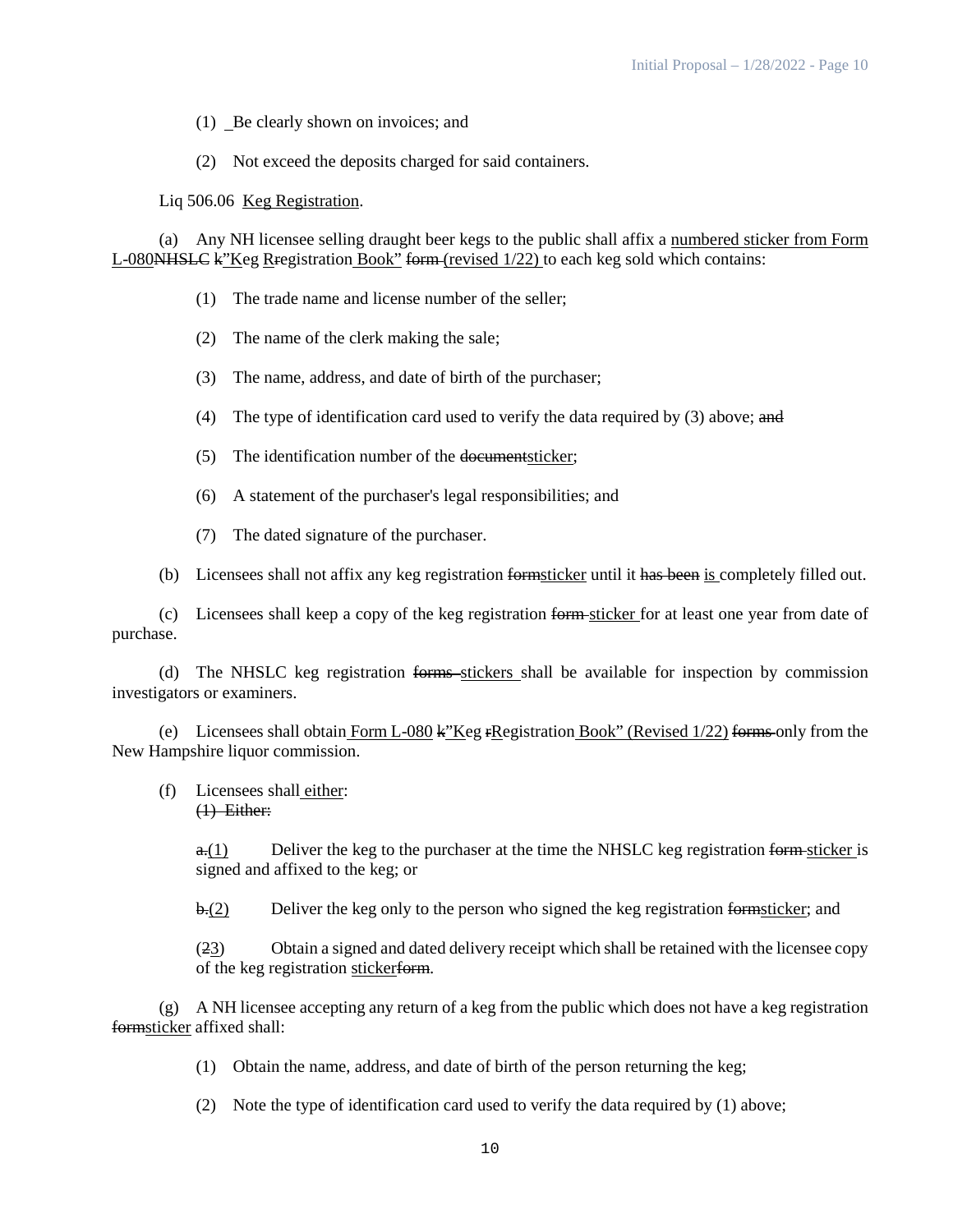(1) Be clearly shown on invoices; and

(2) Not exceed the deposits charged for said containers.

Liq 506.06 Keg Registration.

(a) Any NH licensee selling draught beer kegs to the public shall affix a numbered sticker from Form L-080NHSLC k"Keg Rregistration Book" form (revised 1/22) to each keg sold which contains:

(1) The trade name and license number of the seller;

(2) The name of the clerk making the sale;

(3) The name, address, and date of birth of the purchaser;

(4) The type of identification card used to verify the data required by (3) above; and

(5) The identification number of the documentsticker;

(6) A statement of the purchaser's legal responsibilities; and

(7) The dated signature of the purchaser.

(b) Licensees shall not affix any keg registration formsticker until it has been is completely filled out.

(c) Licensees shall keep a copy of the keg registration form sticker for at least one year from date of purchase.

(d) The NHSLC keg registration forms stickers shall be available for inspection by commission investigators or examiners.

(e) Licensees shall obtain Form L-080 k"Keg rRegistration Book" (Revised 1/22) forms only from the New Hampshire liquor commission.

(f) Licensees shall either:
(1) Either:

a.(1) Deliver the keg to the purchaser at the time the NHSLC keg registration form sticker is signed and affixed to the keg; or

b.(2) Deliver the keg only to the person who signed the keg registration formsticker; and

(23) Obtain a signed and dated delivery receipt which shall be retained with the licensee copy of the keg registration stickerform.

(g) A NH licensee accepting any return of a keg from the public which does not have a keg registration formsticker affixed shall:

(1) Obtain the name, address, and date of birth of the person returning the keg;

(2) Note the type of identification card used to verify the data required by (1) above;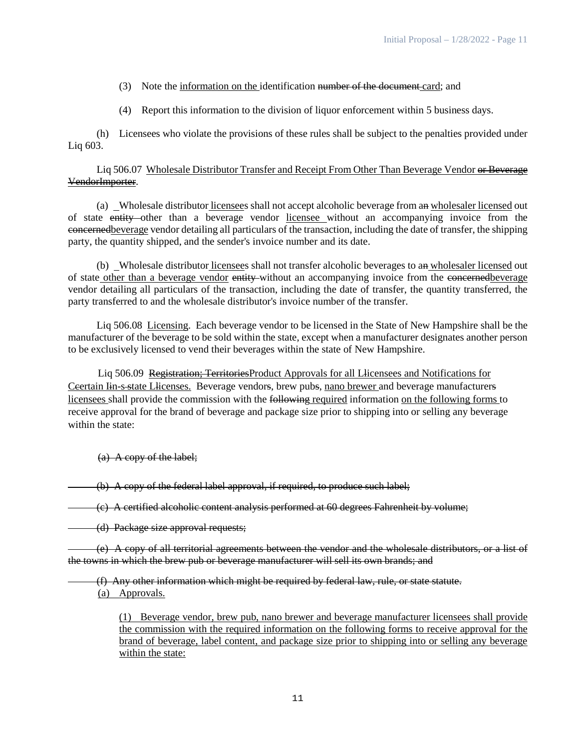(3) Note the information on the identification number of the document card; and

(4) Report this information to the division of liquor enforcement within 5 business days.

(h) Licensees who violate the provisions of these rules shall be subject to the penalties provided under Liq 603.

Liq 506.07 Wholesale Distributor Transfer and Receipt From Other Than Beverage Vendor or Beverage VendorImporter.

(a) Wholesale distributor licensees shall not accept alcoholic beverage from an wholesaler licensed out of state entity other than a beverage vendor licensee without an accompanying invoice from the concernedbeverage vendor detailing all particulars of the transaction, including the date of transfer, the shipping party, the quantity shipped, and the sender's invoice number and its date.

(b) Wholesale distributor licensees shall not transfer alcoholic beverages to an wholesaler licensed out of state other than a beverage vendor entity without an accompanying invoice from the concernedbeverage vendor detailing all particulars of the transaction, including the date of transfer, the quantity transferred, the party transferred to and the wholesale distributor's invoice number of the transfer.

Liq 506.08 Licensing. Each beverage vendor to be licensed in the State of New Hampshire shall be the manufacturer of the beverage to be sold within the state, except when a manufacturer designates another person to be exclusively licensed to vend their beverages within the state of New Hampshire.

Liq 506.09 Registration; TerritoriesProduct Approvals for all LIicensees and Notifications for Ccertain Iin-s-state LIicenses. Beverage vendors, brew pubs, nano brewer and beverage manufacturers licensees shall provide the commission with the following required information on the following forms to receive approval for the brand of beverage and package size prior to shipping into or selling any beverage within the state:

(a) A copy of the label;

(b) A copy of the federal label approval, if required, to produce such label;

(c) A certified alcoholic content analysis performed at 60 degrees Fahrenheit by volume;

(d) Package size approval requests;

(e) A copy of all territorial agreements between the vendor and the wholesale distributors, or a list of the towns in which the brew pub or beverage manufacturer will sell its own brands; and

(f) Any other information which might be required by federal law, rule, or state statute.

(a) Approvals.

(1) Beverage vendor, brew pub, nano brewer and beverage manufacturer licensees shall provide the commission with the required information on the following forms to receive approval for the brand of beverage, label content, and package size prior to shipping into or selling any beverage within the state: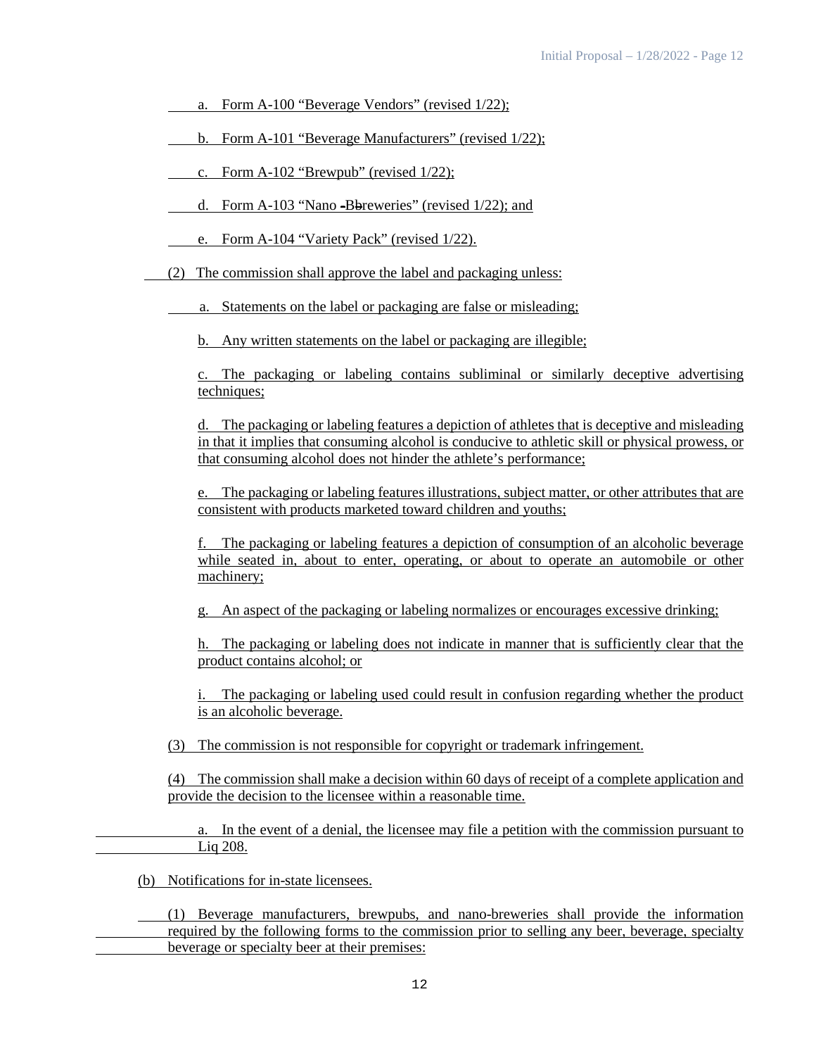a. Form A-100 "Beverage Vendors" (revised 1/22);

b. Form A-101 "Beverage Manufacturers" (revised 1/22);

c. Form A-102 "Brewpub" (revised 1/22);

d. Form A-103 "Nano -Bbreweries" (revised 1/22); and

e. Form A-104 "Variety Pack" (revised 1/22).

(2) The commission shall approve the label and packaging unless:

a. Statements on the label or packaging are false or misleading;

b. Any written statements on the label or packaging are illegible;

c. The packaging or labeling contains subliminal or similarly deceptive advertising techniques;

d. The packaging or labeling features a depiction of athletes that is deceptive and misleading in that it implies that consuming alcohol is conducive to athletic skill or physical prowess, or that consuming alcohol does not hinder the athlete's performance;

e. The packaging or labeling features illustrations, subject matter, or other attributes that are consistent with products marketed toward children and youths;

f. The packaging or labeling features a depiction of consumption of an alcoholic beverage while seated in, about to enter, operating, or about to operate an automobile or other machinery;

g. An aspect of the packaging or labeling normalizes or encourages excessive drinking;

h. The packaging or labeling does not indicate in manner that is sufficiently clear that the product contains alcohol; or

i. The packaging or labeling used could result in confusion regarding whether the product is an alcoholic beverage.

(3) The commission is not responsible for copyright or trademark infringement.

(4) The commission shall make a decision within 60 days of receipt of a complete application and provide the decision to the licensee within a reasonable time.

a. In the event of a denial, the licensee may file a petition with the commission pursuant to Liq 208.

(b) Notifications for in-state licensees.

(1) Beverage manufacturers, brewpubs, and nano-breweries shall provide the information required by the following forms to the commission prior to selling any beer, beverage, specialty beverage or specialty beer at their premises: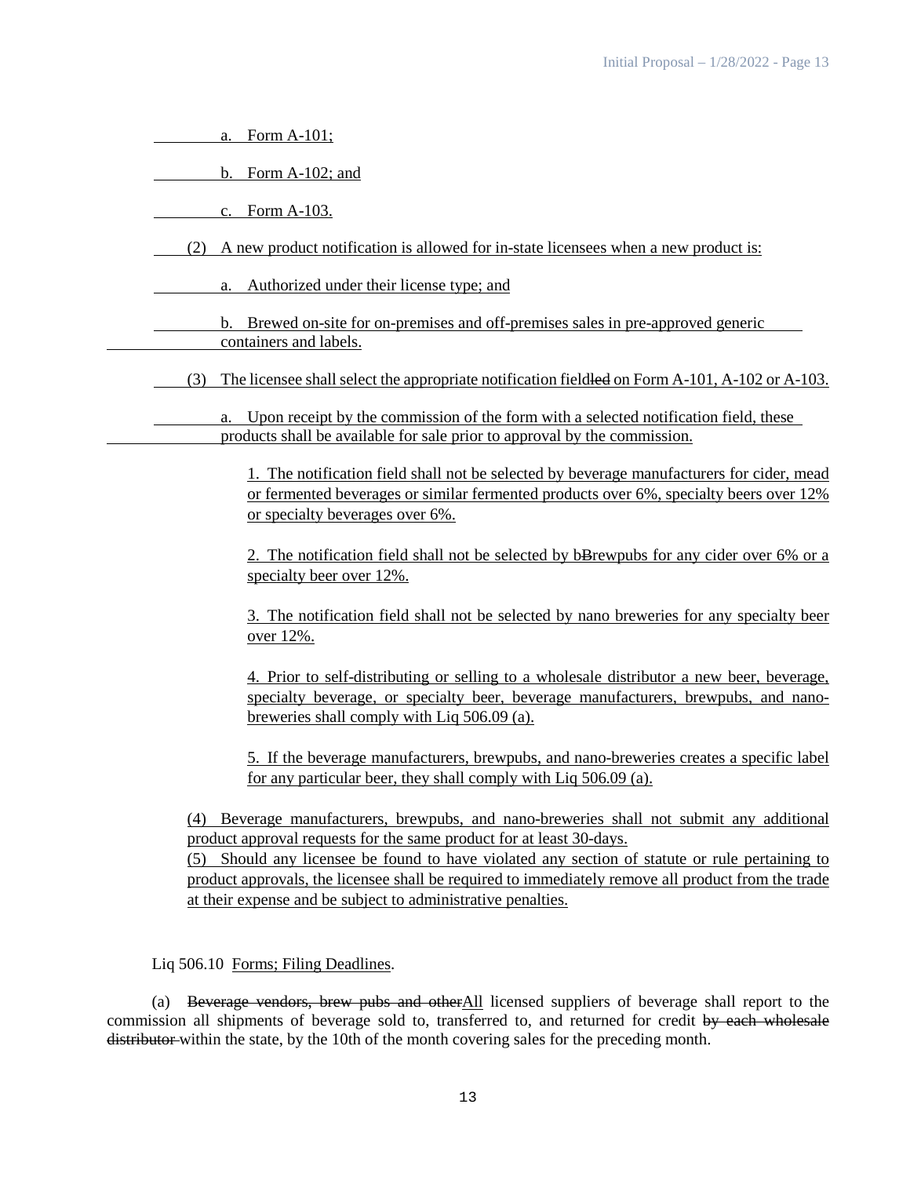a. Form A-101;

b. Form A-102; and

c. Form A-103.

(2) A new product notification is allowed for in-state licensees when a new product is:

a. Authorized under their license type; and

b. Brewed on-site for on-premises and off-premises sales in pre-approved generic containers and labels.

(3) The licensee shall select the appropriate notification fieldled on Form A-101, A-102 or A-103.

a. Upon receipt by the commission of the form with a selected notification field, these products shall be available for sale prior to approval by the commission.

1. The notification field shall not be selected by beverage manufacturers for cider, mead or fermented beverages or similar fermented products over 6%, specialty beers over 12% or specialty beverages over 6%.

2. The notification field shall not be selected by bBrewpubs for any cider over 6% or a specialty beer over 12%.

3. The notification field shall not be selected by nano breweries for any specialty beer over 12%.

4. Prior to self-distributing or selling to a wholesale distributor a new beer, beverage, specialty beverage, or specialty beer, beverage manufacturers, brewpubs, and nano-breweries shall comply with Liq 506.09 (a).

5. If the beverage manufacturers, brewpubs, and nano-breweries creates a specific label for any particular beer, they shall comply with Liq 506.09 (a).

(4) Beverage manufacturers, brewpubs, and nano-breweries shall not submit any additional product approval requests for the same product for at least 30-days.

(5) Should any licensee be found to have violated any section of statute or rule pertaining to product approvals, the licensee shall be required to immediately remove all product from the trade at their expense and be subject to administrative penalties.

Liq 506.10 Forms; Filing Deadlines.

(a) ~~Beverage vendors, brew pubs and other~~All licensed suppliers of beverage shall report to the commission all shipments of beverage sold to, transferred to, and returned for credit ~~by each wholesale distributor~~ within the state, by the 10th of the month covering sales for the preceding month.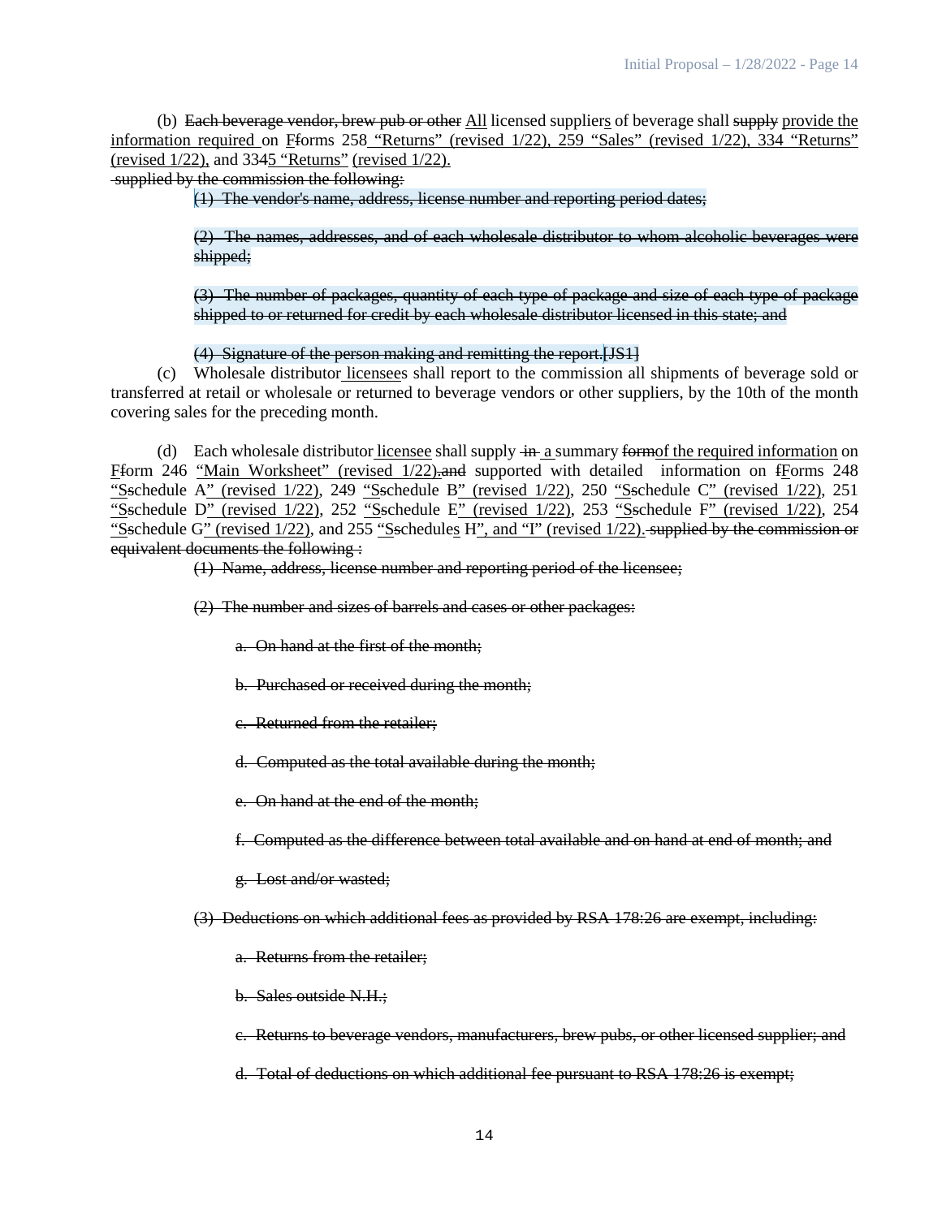(b) ~~Each beverage vendor, brew pub or other~~ All licensed suppliers of beverage shall ~~supply~~ provide the information required on ~~F~~Fforms 258 "Returns" (revised 1/22), 259 "Sales" (revised 1/22), 334 "Returns" (revised 1/22), and 3345 "Returns" (revised 1/22).
~~supplied by the commission the following:~~

> ~~(1) The vendor's name, address, license number and reporting period dates;~~
>
> ~~(2) The names, addresses, and of each wholesale distributor to whom alcoholic beverages were shipped;~~
>
> ~~(3) The number of packages, quantity of each type of package and size of each type of package shipped to or returned for credit by each wholesale distributor licensed in this state; and~~
>
> ~~(4) Signature of the person making and remitting the report.~~[JS1]

(c) Wholesale distributor licensees shall report to the commission all shipments of beverage sold or transferred at retail or wholesale or returned to beverage vendors or other suppliers, by the 10th of the month covering sales for the preceding month.

(d) Each wholesale distributor licensee shall supply ~~in~~ a summary ~~form~~of the required information on F~~f~~orm 246 "Main Worksheet" (revised 1/22)~~.and~~ supported with detailed information on ~~f~~Forms 248 "S~~s~~chedule A" (revised 1/22), 249 "S~~s~~chedule B" (revised 1/22), 250 "S~~s~~chedule C" (revised 1/22), 251 "S~~s~~chedule D" (revised 1/22), 252 "S~~s~~chedule E" (revised 1/22), 253 "S~~s~~chedule F" (revised 1/22), 254 "S~~s~~chedule G" (revised 1/22), and 255 "S~~s~~chedules H", and "I" (revised 1/22). ~~supplied by the commission or equivalent documents the following :~~

> ~~(1) Name, address, license number and reporting period of the licensee;~~
>
> ~~(2) The number and sizes of barrels and cases or other packages:~~
>
> > ~~a. On hand at the first of the month;~~
> >
> > ~~b. Purchased or received during the month;~~
> >
> > ~~c. Returned from the retailer;~~
> >
> > ~~d. Computed as the total available during the month;~~
> >
> > ~~e. On hand at the end of the month;~~
> >
> > ~~f. Computed as the difference between total available and on hand at end of month; and~~
> >
> > ~~g. Lost and/or wasted;~~
>
> ~~(3) Deductions on which additional fees as provided by RSA 178:26 are exempt, including:~~
>
> > ~~a. Returns from the retailer;~~
> >
> > ~~b. Sales outside N.H.;~~
> >
> > ~~c. Returns to beverage vendors, manufacturers, brew pubs, or other licensed supplier; and~~
> >
> > ~~d. Total of deductions on which additional fee pursuant to RSA 178:26 is exempt;~~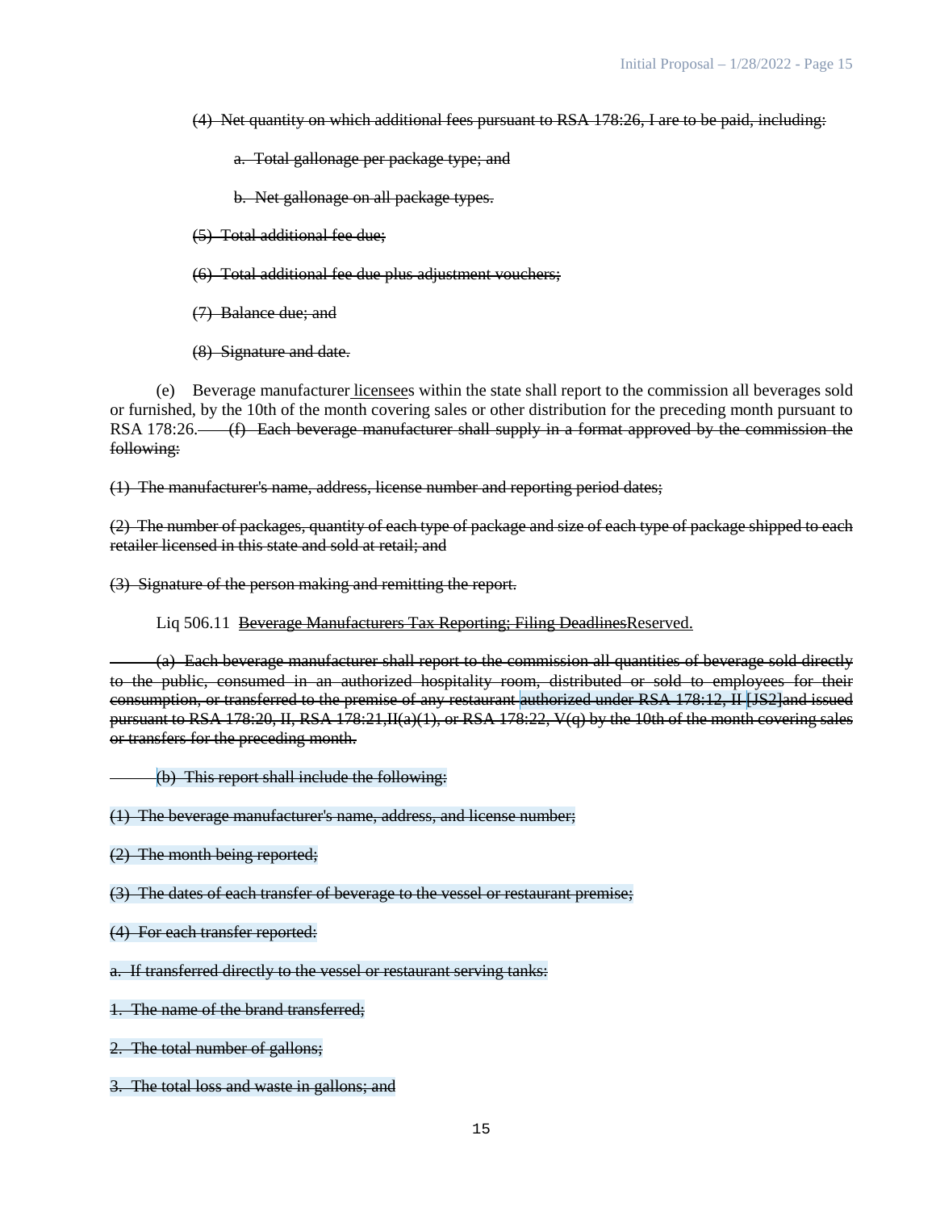(4) Net quantity on which additional fees pursuant to RSA 178:26, I are to be paid, including:

a. Total gallonage per package type; and

b. Net gallonage on all package types.

(5) Total additional fee due;

(6) Total additional fee due plus adjustment vouchers;

(7) Balance due; and

(8) Signature and date.

(e) Beverage manufacturer licensees within the state shall report to the commission all beverages sold or furnished, by the 10th of the month covering sales or other distribution for the preceding month pursuant to RSA 178:26. (f) Each beverage manufacturer shall supply in a format approved by the commission the following:

(1) The manufacturer's name, address, license number and reporting period dates;

(2) The number of packages, quantity of each type of package and size of each type of package shipped to each retailer licensed in this state and sold at retail; and

(3) Signature of the person making and remitting the report.

Liq 506.11 Beverage Manufacturers Tax Reporting; Filing DeadlinesReserved.

(a) Each beverage manufacturer shall report to the commission all quantities of beverage sold directly to the public, consumed in an authorized hospitality room, distributed or sold to employees for their consumption, or transferred to the premise of any restaurant authorized under RSA 178:12, II [JS2]and issued pursuant to RSA 178:20, II, RSA 178:21,II(a)(1), or RSA 178:22, V(q) by the 10th of the month covering sales or transfers for the preceding month.

(b) This report shall include the following:

(1) The beverage manufacturer's name, address, and license number;

(2) The month being reported;

(3) The dates of each transfer of beverage to the vessel or restaurant premise;

(4) For each transfer reported:

a. If transferred directly to the vessel or restaurant serving tanks:

1. The name of the brand transferred;

2. The total number of gallons;

3. The total loss and waste in gallons; and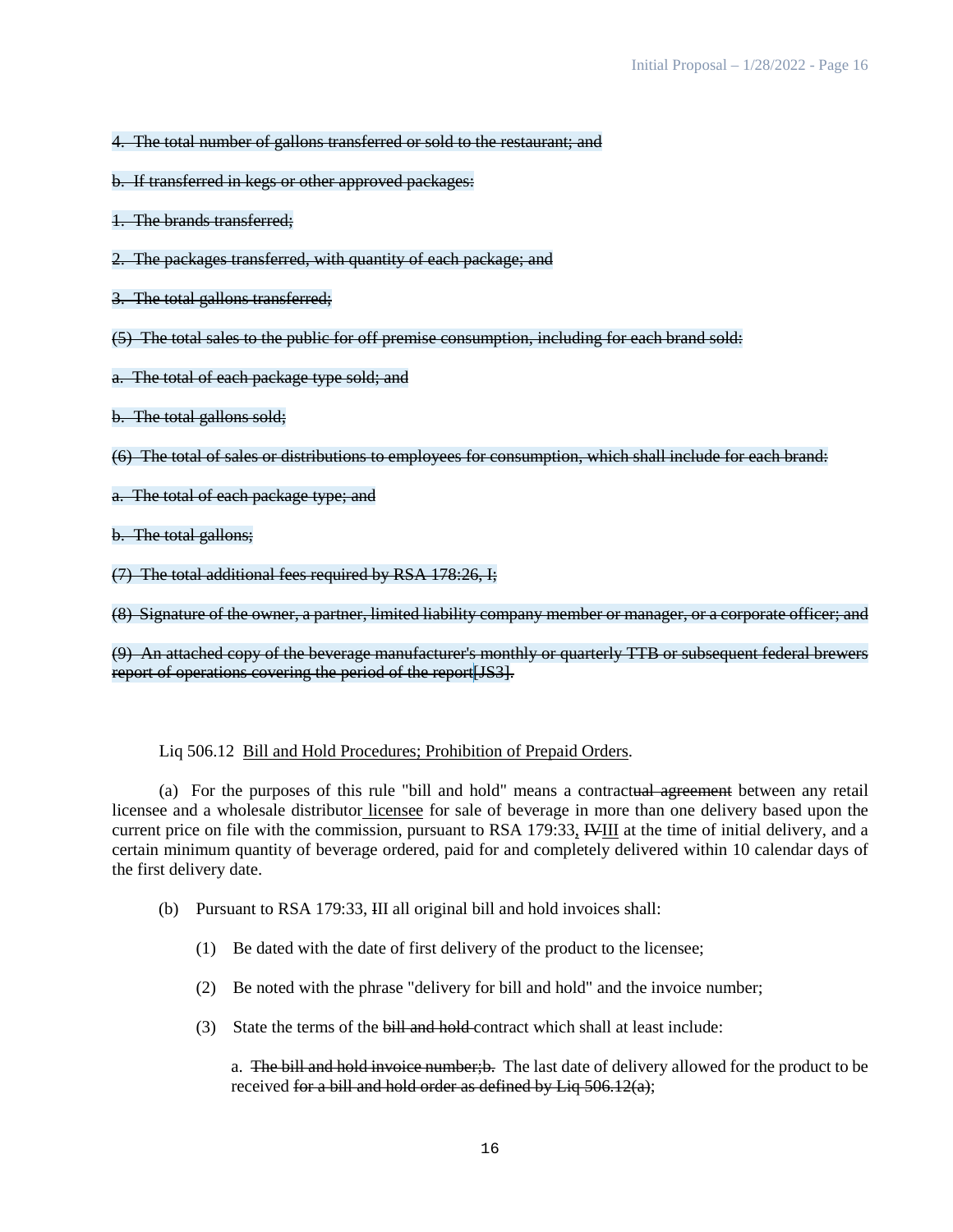~~4. The total number of gallons transferred or sold to the restaurant; and~~

~~b. If transferred in kegs or other approved packages:~~

~~1. The brands transferred;~~

~~2. The packages transferred, with quantity of each package; and~~

~~3. The total gallons transferred;~~

~~(5) The total sales to the public for off premise consumption, including for each brand sold:~~

~~a. The total of each package type sold; and~~

~~b. The total gallons sold;~~

~~(6) The total of sales or distributions to employees for consumption, which shall include for each brand:~~

~~a. The total of each package type; and~~

~~b. The total gallons;~~

~~(7) The total additional fees required by RSA 178:26, I;~~

~~(8) Signature of the owner, a partner, limited liability company member or manager, or a corporate officer; and~~

~~(9) An attached copy of the beverage manufacturer's monthly or quarterly TTB or subsequent federal brewers report of operations covering the period of the report~~[JS3]~~.~~

Liq 506.12 <u>Bill and Hold Procedures; Prohibition of Prepaid Orders</u>.

(a) For the purposes of this rule "bill and hold" means a contract~~ual agreement~~ between any retail licensee and a wholesale distributor<u> licensee</u> for sale of beverage in more than one delivery based upon the current price on file with the commission, pursuant to RSA 179:33<u>,</u> ~~IV~~<u>III</u> at the time of initial delivery, and a certain minimum quantity of beverage ordered, paid for and completely delivered within 10 calendar days of the first delivery date.

(b) Pursuant to RSA 179:33, ~~I~~II all original bill and hold invoices shall:

(1) Be dated with the date of first delivery of the product to the licensee;

(2) Be noted with the phrase "delivery for bill and hold" and the invoice number;

(3) State the terms of the ~~bill and hold~~ contract which shall at least include:

a. ~~The bill and hold invoice number;b.~~ The last date of delivery allowed for the product to be received ~~for a bill and hold order as defined by Liq 506.12(a)~~;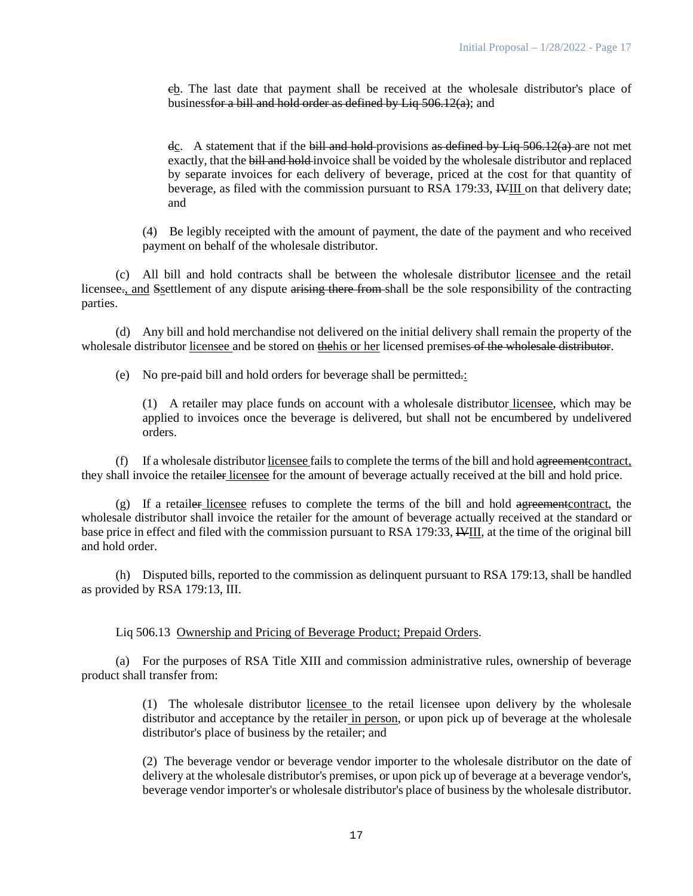~~c~~<u>b</u>. The last date that payment shall be received at the wholesale distributor's place of business~~for a bill and hold order as defined by Liq 506.12(a)~~; and

~~d~~<u>c</u>. A statement that if the ~~bill and hold~~ provisions ~~as defined by Liq 506.12(a)~~ are not met exactly, that the ~~bill and hold~~ invoice shall be voided by the wholesale distributor and replaced by separate invoices for each delivery of beverage, priced at the cost for that quantity of beverage, as filed with the commission pursuant to RSA 179:33, ~~IV~~<u>III</u> on that delivery date; and

(4) Be legibly receipted with the amount of payment, the date of the payment and who received payment on behalf of the wholesale distributor.

(c) All bill and hold contracts shall be between the wholesale distributor <u>licensee</u> and the retail licensee~~.~~<u>, and</u> ~~S~~<u>s</u>ettlement of any dispute ~~arising there from~~ shall be the sole responsibility of the contracting parties.

(d) Any bill and hold merchandise not delivered on the initial delivery shall remain the property of the wholesale distributor <u>licensee</u> and be stored on ~~the~~<u>his or her</u> licensed premises ~~of the wholesale distributor~~.

(e) No pre-paid bill and hold orders for beverage shall be permitted~~.~~<u>:</u>

(1) A retailer may place funds on account with a wholesale distributor <u>licensee</u>, which may be applied to invoices once the beverage is delivered, but shall not be encumbered by undelivered orders.

(f) If a wholesale distributor <u>licensee</u> fails to complete the terms of the bill and hold ~~agreement~~<u>contract,</u> they shall invoice the retail~~er~~ <u>licensee</u> for the amount of beverage actually received at the bill and hold price.

(g) If a retail~~er~~ <u>licensee</u> refuses to complete the terms of the bill and hold ~~agreement~~<u>contract</u>, the wholesale distributor shall invoice the retailer for the amount of beverage actually received at the standard or base price in effect and filed with the commission pursuant to RSA 179:33, ~~IV~~<u>III</u>, at the time of the original bill and hold order.

(h) Disputed bills, reported to the commission as delinquent pursuant to RSA 179:13, shall be handled as provided by RSA 179:13, III.

Liq 506.13 <u>Ownership and Pricing of Beverage Product; Prepaid Orders</u>.

(a) For the purposes of RSA Title XIII and commission administrative rules, ownership of beverage product shall transfer from:

(1) The wholesale distributor <u>licensee</u> to the retail licensee upon delivery by the wholesale distributor and acceptance by the retailer <u>in person</u>, or upon pick up of beverage at the wholesale distributor's place of business by the retailer; and

(2) The beverage vendor or beverage vendor importer to the wholesale distributor on the date of delivery at the wholesale distributor's premises, or upon pick up of beverage at a beverage vendor's, beverage vendor importer's or wholesale distributor's place of business by the wholesale distributor.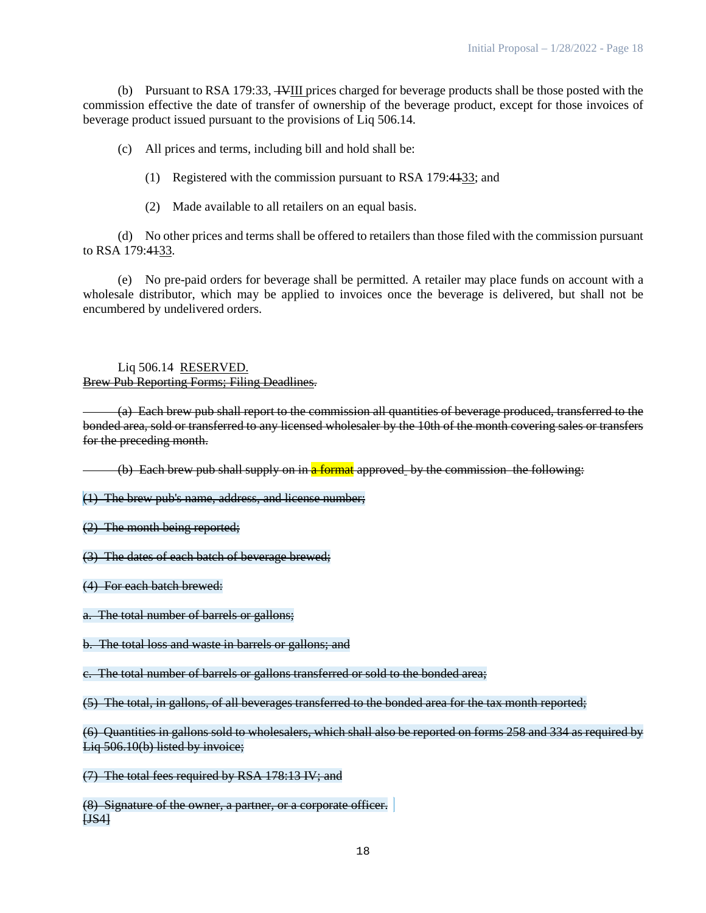(b) Pursuant to RSA 179:33, ~~IV~~III prices charged for beverage products shall be those posted with the commission effective the date of transfer of ownership of the beverage product, except for those invoices of beverage product issued pursuant to the provisions of Liq 506.14.

(c) All prices and terms, including bill and hold shall be:

(1) Registered with the commission pursuant to RSA 179:~~41~~33; and

(2) Made available to all retailers on an equal basis.

(d) No other prices and terms shall be offered to retailers than those filed with the commission pursuant to RSA 179:~~41~~33.

(e) No pre-paid orders for beverage shall be permitted. A retailer may place funds on account with a wholesale distributor, which may be applied to invoices once the beverage is delivered, but shall not be encumbered by undelivered orders.

Liq 506.14 RESERVED.
~~Brew Pub Reporting Forms; Filing Deadlines~~.

~~(a) Each brew pub shall report to the commission all quantities of beverage produced, transferred to the bonded area, sold or transferred to any licensed wholesaler by the 10th of the month covering sales or transfers for the preceding month.~~

~~(b) Each brew pub shall supply on in a format approved by the commission the following:~~

~~(1) The brew pub's name, address, and license number;~~

~~(2) The month being reported;~~

~~(3) The dates of each batch of beverage brewed;~~

~~(4) For each batch brewed:~~

~~a. The total number of barrels or gallons;~~

~~b. The total loss and waste in barrels or gallons; and~~

~~c. The total number of barrels or gallons transferred or sold to the bonded area;~~

~~(5) The total, in gallons, of all beverages transferred to the bonded area for the tax month reported;~~

~~(6) Quantities in gallons sold to wholesalers, which shall also be reported on forms 258 and 334 as required by Liq 506.10(b) listed by invoice;~~

~~(7) The total fees required by RSA 178:13 IV; and~~

~~(8) Signature of the owner, a partner, or a corporate officer.~~
~~[JS4]~~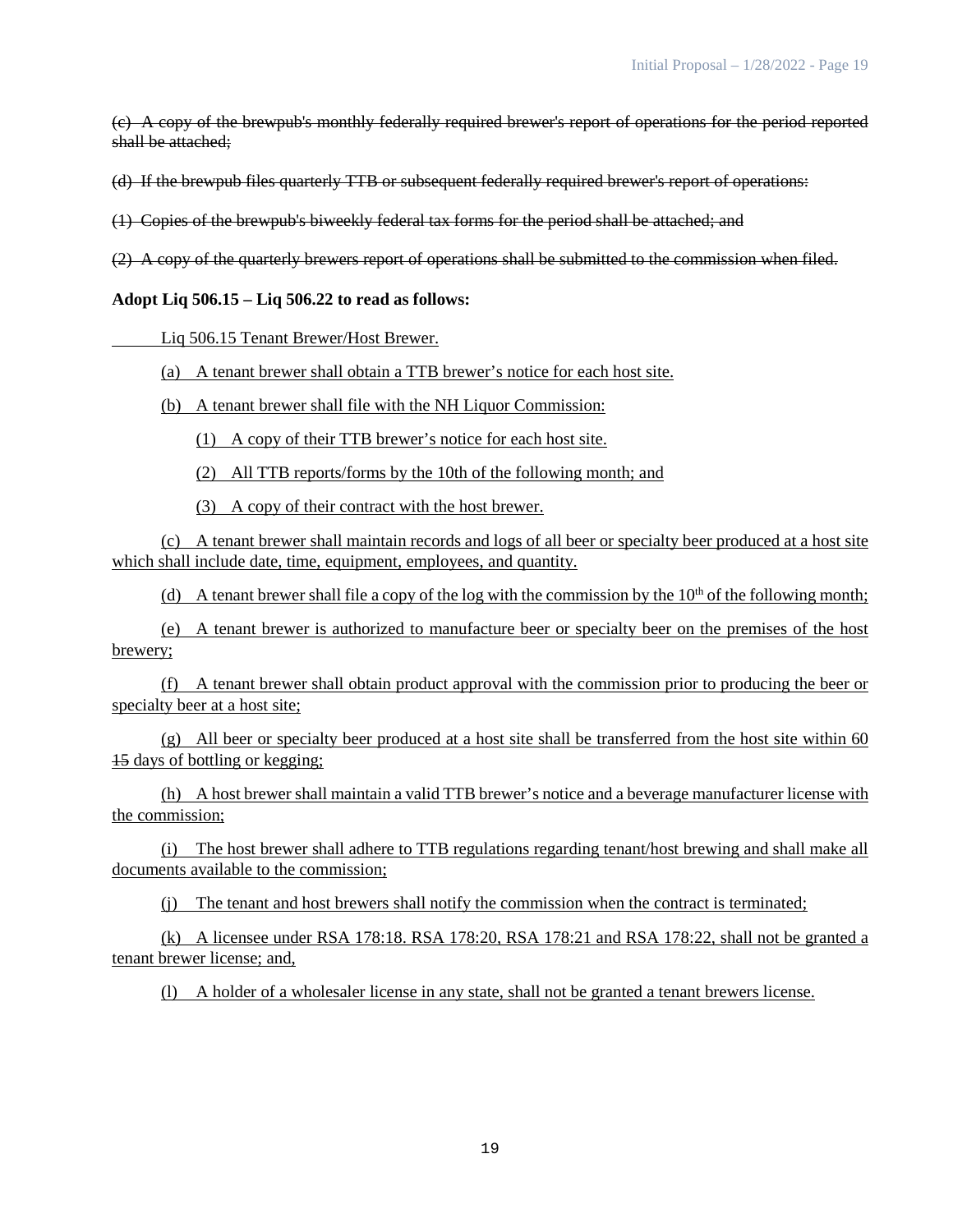~~(c) A copy of the brewpub's monthly federally required brewer's report of operations for the period reported shall be attached;~~

~~(d) If the brewpub files quarterly TTB or subsequent federally required brewer's report of operations:~~

~~(1) Copies of the brewpub's biweekly federal tax forms for the period shall be attached; and~~

~~(2) A copy of the quarterly brewers report of operations shall be submitted to the commission when filed.~~

**Adopt Liq 506.15 – Liq 506.22 to read as follows:**

<u>Liq 506.15 Tenant Brewer/Host Brewer.</u>

<u>(a) A tenant brewer shall obtain a TTB brewer's notice for each host site.</u>

<u>(b) A tenant brewer shall file with the NH Liquor Commission:</u>

<u>(1) A copy of their TTB brewer's notice for each host site.</u>

<u>(2) All TTB reports/forms by the 10th of the following month; and</u>

<u>(3) A copy of their contract with the host brewer.</u>

<u>(c) A tenant brewer shall maintain records and logs of all beer or specialty beer produced at a host site which shall include date, time, equipment, employees, and quantity.</u>

<u>(d) A tenant brewer shall file a copy of the log with the commission by the 10th of the following month;</u>

<u>(e) A tenant brewer is authorized to manufacture beer or specialty beer on the premises of the host brewery;</u>

<u>(f) A tenant brewer shall obtain product approval with the commission prior to producing the beer or specialty beer at a host site;</u>

<u>(g) All beer or specialty beer produced at a host site shall be transferred from the host site within 60</u> ~~15~~ <u>days of bottling or kegging;</u>

<u>(h) A host brewer shall maintain a valid TTB brewer's notice and a beverage manufacturer license with the commission;</u>

<u>(i) The host brewer shall adhere to TTB regulations regarding tenant/host brewing and shall make all documents available to the commission;</u>

<u>(j) The tenant and host brewers shall notify the commission when the contract is terminated;</u>

<u>(k) A licensee under RSA 178:18. RSA 178:20, RSA 178:21 and RSA 178:22, shall not be granted a tenant brewer license; and,</u>

<u>(l) A holder of a wholesaler license in any state, shall not be granted a tenant brewers license.</u>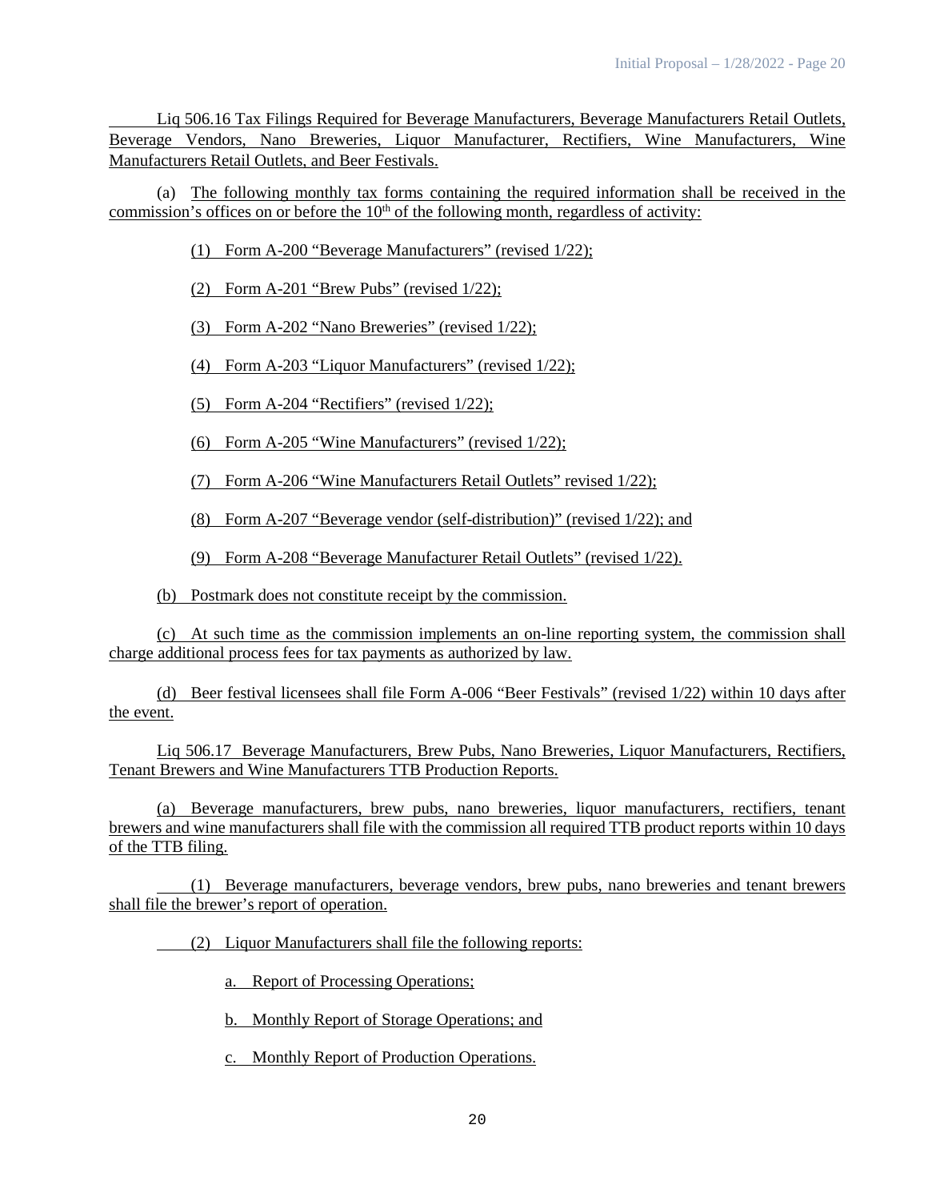Liq 506.16 Tax Filings Required for Beverage Manufacturers, Beverage Manufacturers Retail Outlets, Beverage Vendors, Nano Breweries, Liquor Manufacturer, Rectifiers, Wine Manufacturers, Wine Manufacturers Retail Outlets, and Beer Festivals.

(a) The following monthly tax forms containing the required information shall be received in the commission's offices on or before the 10th of the following month, regardless of activity:

(1) Form A-200 "Beverage Manufacturers" (revised 1/22);

(2) Form A-201 "Brew Pubs" (revised 1/22);

(3) Form A-202 "Nano Breweries" (revised 1/22);

(4) Form A-203 "Liquor Manufacturers" (revised 1/22);

(5) Form A-204 "Rectifiers" (revised 1/22);

(6) Form A-205 "Wine Manufacturers" (revised 1/22);

(7) Form A-206 "Wine Manufacturers Retail Outlets" revised 1/22);

(8) Form A-207 "Beverage vendor (self-distribution)" (revised 1/22); and

(9) Form A-208 "Beverage Manufacturer Retail Outlets" (revised 1/22).

(b) Postmark does not constitute receipt by the commission.

(c) At such time as the commission implements an on-line reporting system, the commission shall charge additional process fees for tax payments as authorized by law.

(d) Beer festival licensees shall file Form A-006 "Beer Festivals" (revised 1/22) within 10 days after the event.

Liq 506.17 Beverage Manufacturers, Brew Pubs, Nano Breweries, Liquor Manufacturers, Rectifiers, Tenant Brewers and Wine Manufacturers TTB Production Reports.

(a) Beverage manufacturers, brew pubs, nano breweries, liquor manufacturers, rectifiers, tenant brewers and wine manufacturers shall file with the commission all required TTB product reports within 10 days of the TTB filing.

(1) Beverage manufacturers, beverage vendors, brew pubs, nano breweries and tenant brewers shall file the brewer's report of operation.

(2) Liquor Manufacturers shall file the following reports:

a. Report of Processing Operations;

b. Monthly Report of Storage Operations; and

c. Monthly Report of Production Operations.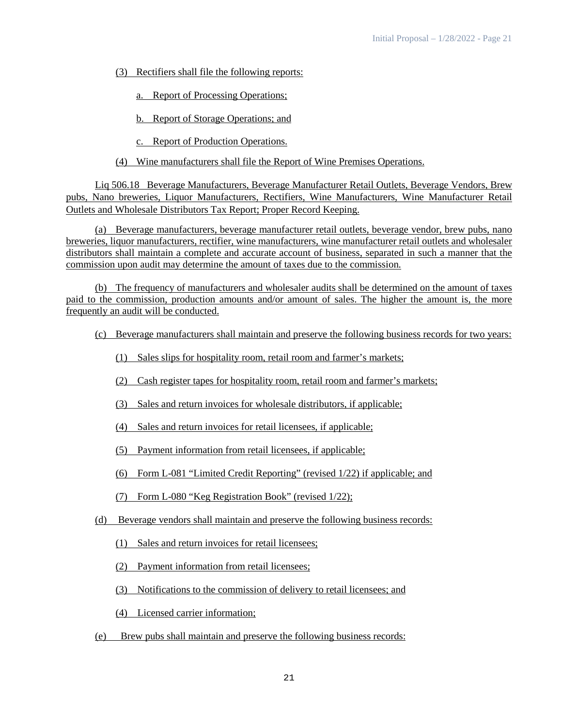(3) Rectifiers shall file the following reports:

a. Report of Processing Operations;

b. Report of Storage Operations; and

c. Report of Production Operations.

(4) Wine manufacturers shall file the Report of Wine Premises Operations.

Liq 506.18 Beverage Manufacturers, Beverage Manufacturer Retail Outlets, Beverage Vendors, Brew pubs, Nano breweries, Liquor Manufacturers, Rectifiers, Wine Manufacturers, Wine Manufacturer Retail Outlets and Wholesale Distributors Tax Report; Proper Record Keeping.

(a) Beverage manufacturers, beverage manufacturer retail outlets, beverage vendor, brew pubs, nano breweries, liquor manufacturers, rectifier, wine manufacturers, wine manufacturer retail outlets and wholesaler distributors shall maintain a complete and accurate account of business, separated in such a manner that the commission upon audit may determine the amount of taxes due to the commission.

(b) The frequency of manufacturers and wholesaler audits shall be determined on the amount of taxes paid to the commission, production amounts and/or amount of sales. The higher the amount is, the more frequently an audit will be conducted.

(c) Beverage manufacturers shall maintain and preserve the following business records for two years:

(1) Sales slips for hospitality room, retail room and farmer's markets;

(2) Cash register tapes for hospitality room, retail room and farmer's markets;

(3) Sales and return invoices for wholesale distributors, if applicable;

(4) Sales and return invoices for retail licensees, if applicable;

(5) Payment information from retail licensees, if applicable;

(6) Form L-081 "Limited Credit Reporting" (revised 1/22) if applicable; and

(7) Form L-080 "Keg Registration Book" (revised 1/22);

(d) Beverage vendors shall maintain and preserve the following business records:

(1) Sales and return invoices for retail licensees;

(2) Payment information from retail licensees;

(3) Notifications to the commission of delivery to retail licensees; and

(4) Licensed carrier information;

(e) Brew pubs shall maintain and preserve the following business records: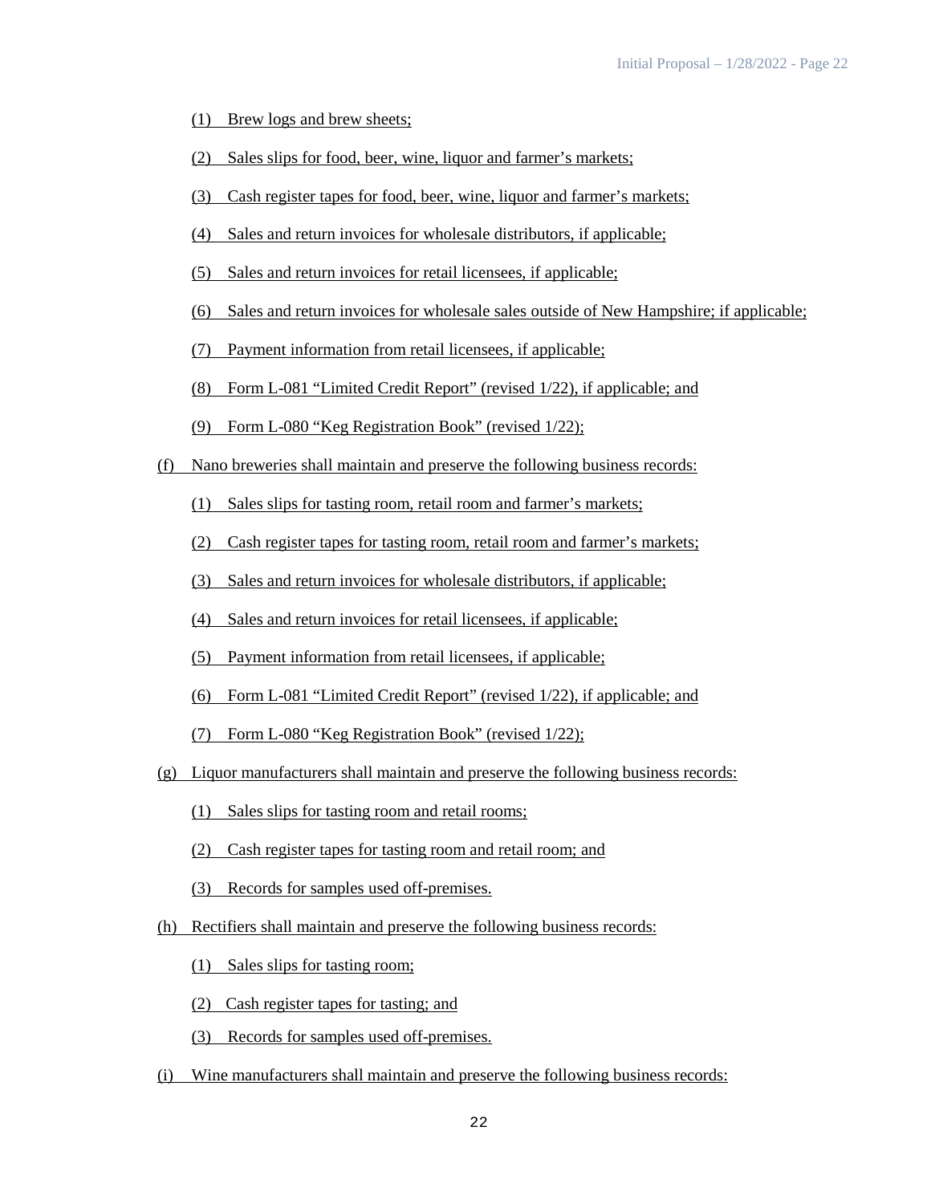(1) Brew logs and brew sheets;

(2) Sales slips for food, beer, wine, liquor and farmer's markets;

(3) Cash register tapes for food, beer, wine, liquor and farmer's markets;

(4) Sales and return invoices for wholesale distributors, if applicable;

(5) Sales and return invoices for retail licensees, if applicable;

(6) Sales and return invoices for wholesale sales outside of New Hampshire; if applicable;

(7) Payment information from retail licensees, if applicable;

(8) Form L-081 "Limited Credit Report" (revised 1/22), if applicable; and

(9) Form L-080 "Keg Registration Book" (revised 1/22);

(f) Nano breweries shall maintain and preserve the following business records:

(1) Sales slips for tasting room, retail room and farmer's markets;

(2) Cash register tapes for tasting room, retail room and farmer's markets;

(3) Sales and return invoices for wholesale distributors, if applicable;

(4) Sales and return invoices for retail licensees, if applicable;

(5) Payment information from retail licensees, if applicable;

(6) Form L-081 "Limited Credit Report" (revised 1/22), if applicable; and

(7) Form L-080 "Keg Registration Book" (revised 1/22);

(g) Liquor manufacturers shall maintain and preserve the following business records:

(1) Sales slips for tasting room and retail rooms;

(2) Cash register tapes for tasting room and retail room; and

(3) Records for samples used off-premises.

(h) Rectifiers shall maintain and preserve the following business records:

(1) Sales slips for tasting room;

(2) Cash register tapes for tasting; and

(3) Records for samples used off-premises.

(i) Wine manufacturers shall maintain and preserve the following business records: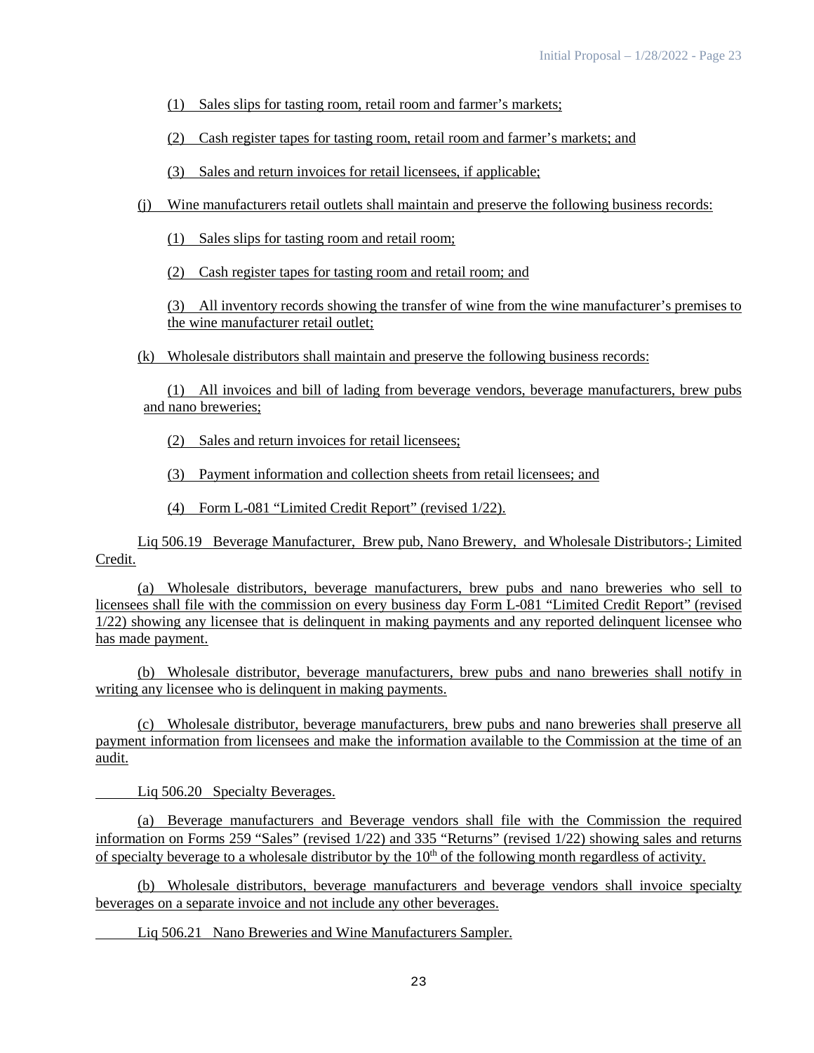(1) Sales slips for tasting room, retail room and farmer's markets;

(2) Cash register tapes for tasting room, retail room and farmer's markets; and

(3) Sales and return invoices for retail licensees, if applicable;

(j) Wine manufacturers retail outlets shall maintain and preserve the following business records:

(1) Sales slips for tasting room and retail room;

(2) Cash register tapes for tasting room and retail room; and

(3) All inventory records showing the transfer of wine from the wine manufacturer's premises to the wine manufacturer retail outlet;

(k) Wholesale distributors shall maintain and preserve the following business records:

(1) All invoices and bill of lading from beverage vendors, beverage manufacturers, brew pubs and nano breweries;

(2) Sales and return invoices for retail licensees;

(3) Payment information and collection sheets from retail licensees; and

(4) Form L-081 "Limited Credit Report" (revised 1/22).

Liq 506.19 Beverage Manufacturer, Brew pub, Nano Brewery, and Wholesale Distributors-; Limited Credit.

(a) Wholesale distributors, beverage manufacturers, brew pubs and nano breweries who sell to licensees shall file with the commission on every business day Form L-081 "Limited Credit Report" (revised 1/22) showing any licensee that is delinquent in making payments and any reported delinquent licensee who has made payment.

(b) Wholesale distributor, beverage manufacturers, brew pubs and nano breweries shall notify in writing any licensee who is delinquent in making payments.

(c) Wholesale distributor, beverage manufacturers, brew pubs and nano breweries shall preserve all payment information from licensees and make the information available to the Commission at the time of an audit.

Liq 506.20 Specialty Beverages.

(a) Beverage manufacturers and Beverage vendors shall file with the Commission the required information on Forms 259 "Sales" (revised 1/22) and 335 "Returns" (revised 1/22) showing sales and returns of specialty beverage to a wholesale distributor by the 10th of the following month regardless of activity.

(b) Wholesale distributors, beverage manufacturers and beverage vendors shall invoice specialty beverages on a separate invoice and not include any other beverages.

Liq 506.21 Nano Breweries and Wine Manufacturers Sampler.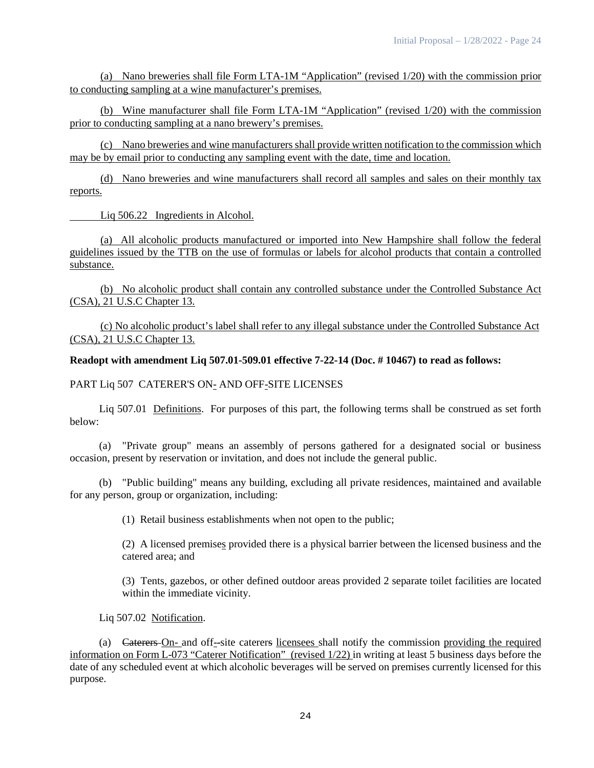(a) Nano breweries shall file Form LTA-1M “Application” (revised 1/20) with the commission prior to conducting sampling at a wine manufacturer’s premises.

(b) Wine manufacturer shall file Form LTA-1M “Application” (revised 1/20) with the commission prior to conducting sampling at a nano brewery’s premises.

(c) Nano breweries and wine manufacturers shall provide written notification to the commission which may be by email prior to conducting any sampling event with the date, time and location.

(d) Nano breweries and wine manufacturers shall record all samples and sales on their monthly tax reports.

Liq 506.22 Ingredients in Alcohol.

(a) All alcoholic products manufactured or imported into New Hampshire shall follow the federal guidelines issued by the TTB on the use of formulas or labels for alcohol products that contain a controlled substance.

(b) No alcoholic product shall contain any controlled substance under the Controlled Substance Act (CSA), 21 U.S.C Chapter 13.

(c) No alcoholic product’s label shall refer to any illegal substance under the Controlled Substance Act (CSA), 21 U.S.C Chapter 13.

**Readopt with amendment Liq 507.01-509.01 effective 7-22-14 (Doc. # 10467) to read as follows:**

PART Liq 507 CATERER'S ON- AND OFF-SITE LICENSES

Liq 507.01 Definitions. For purposes of this part, the following terms shall be construed as set forth below:

(a) "Private group" means an assembly of persons gathered for a designated social or business occasion, present by reservation or invitation, and does not include the general public.

(b) "Public building" means any building, excluding all private residences, maintained and available for any person, group or organization, including:

(1) Retail business establishments when not open to the public;

(2) A licensed premises provided there is a physical barrier between the licensed business and the catered area; and

(3) Tents, gazebos, or other defined outdoor areas provided 2 separate toilet facilities are located within the immediate vicinity.

Liq 507.02 Notification.

(a) ~~Caterers~~ On- and off--site caterer~~s~~ licensees shall notify the commission providing the required information on Form L-073 “Caterer Notification” (revised 1/22) in writing at least 5 business days before the date of any scheduled event at which alcoholic beverages will be served on premises currently licensed for this purpose.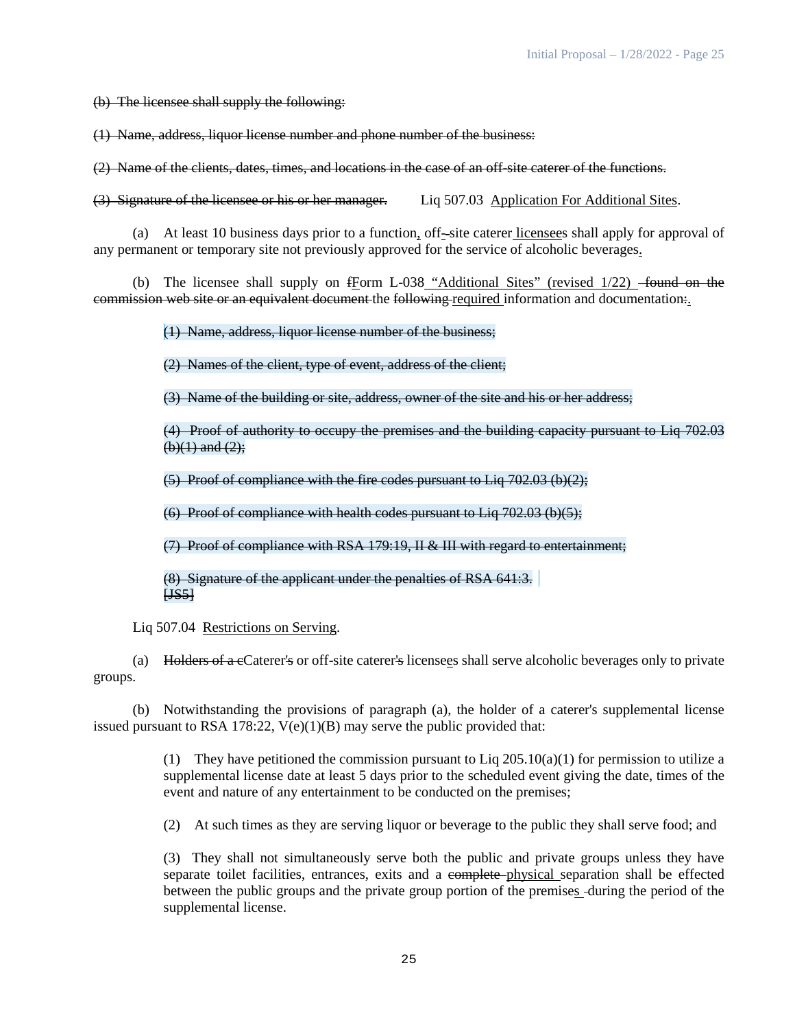~~(b) The licensee shall supply the following:~~

~~(1) Name, address, liquor license number and phone number of the business:~~

~~(2) Name of the clients, dates, times, and locations in the case of an off-site caterer of the functions.~~

~~(3) Signature of the licensee or his or her manager.~~ Liq 507.03 <u>Application For Additional Sites</u>.

(a) At least 10 business days prior to a function<u>,</u> off~~-~~-site caterer<u> licensee</u>s shall apply for approval of any permanent or temporary site not previously approved for the service of alcoholic beverages<u>.</u>

(b) The licensee shall supply on ~~f~~<u>F</u>orm L-038<u> "Additional Sites" (revised 1/22) </u>~~found on the commission web site or an equivalent document~~ the ~~following~~ <u>required </u>information and documentation~~:~~<u>.</u>

~~(1) Name, address, liquor license number of the business;~~

~~(2) Names of the client, type of event, address of the client;~~

~~(3) Name of the building or site, address, owner of the site and his or her address;~~

~~(4) Proof of authority to occupy the premises and the building capacity pursuant to Liq 702.03 (b)(1) and (2);~~

~~(5) Proof of compliance with the fire codes pursuant to Liq 702.03 (b)(2);~~

~~(6) Proof of compliance with health codes pursuant to Liq 702.03 (b)(5);~~

~~(7) Proof of compliance with RSA 179:19, II & III with regard to entertainment;~~

~~(8) Signature of the applicant under the penalties of RSA 641:3.~~
~~[JS5]~~

Liq 507.04 <u>Restrictions on Serving</u>.

(a) ~~Holders of a c~~Caterer~~'s~~ or off-site caterer~~'s~~ license<u>e</u>s shall serve alcoholic beverages only to private groups.

(b) Notwithstanding the provisions of paragraph (a), the holder of a caterer's supplemental license issued pursuant to RSA 178:22, V(e)(1)(B) may serve the public provided that:

(1) They have petitioned the commission pursuant to Liq 205.10(a)(1) for permission to utilize a supplemental license date at least 5 days prior to the scheduled event giving the date, times of the event and nature of any entertainment to be conducted on the premises;

(2) At such times as they are serving liquor or beverage to the public they shall serve food; and

(3) They shall not simultaneously serve both the public and private groups unless they have separate toilet facilities, entrances, exits and a ~~complete~~ <u>physical </u>separation shall be effected between the public groups and the private group portion of the premises<u> </u>~~-~~during the period of the supplemental license.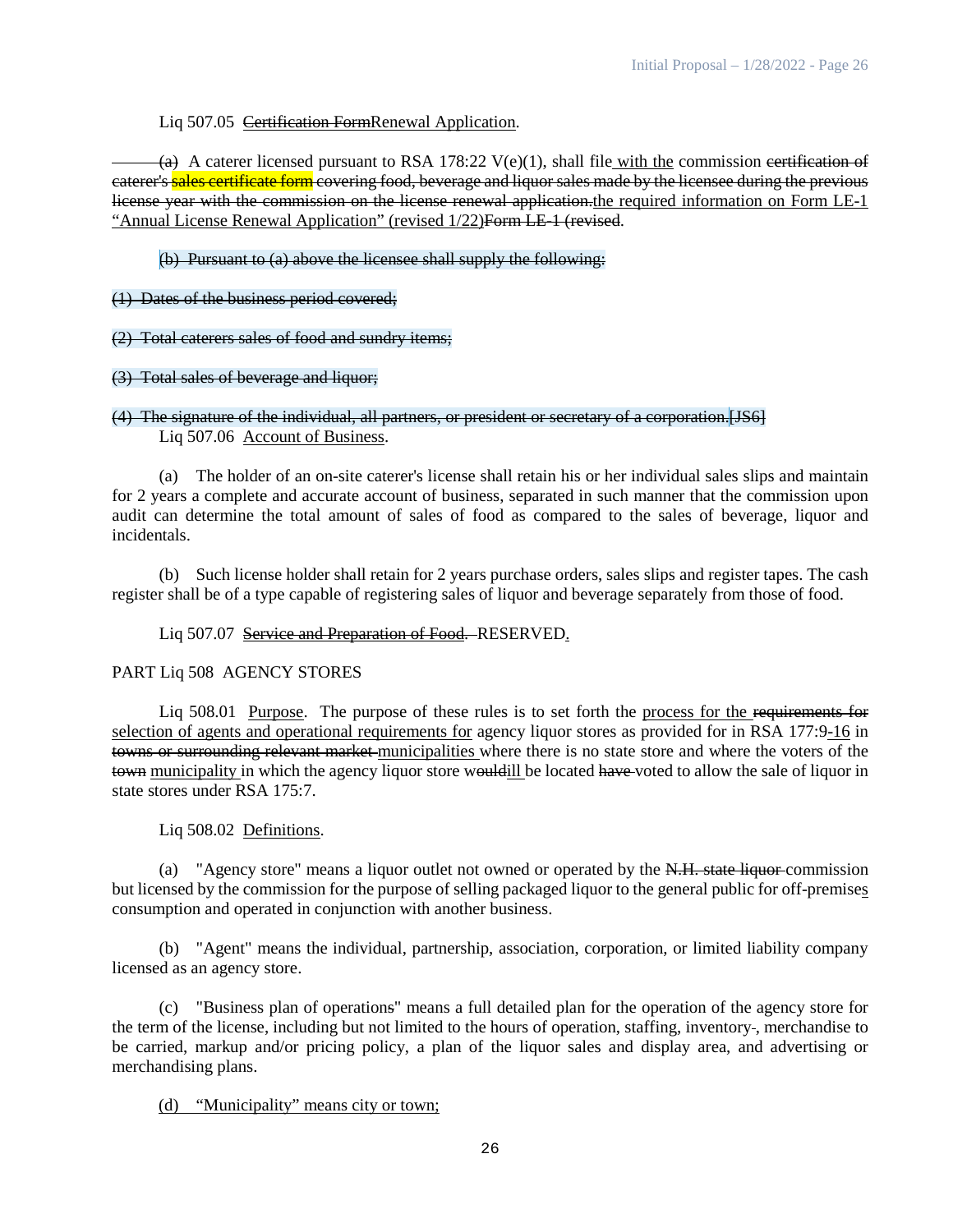Liq 507.05 ~~Certification Form~~<u>Renewal Application</u>.

~~(a)~~ A caterer licensed pursuant to RSA 178:22 V(e)(1), shall file<u> with the</u> commission ~~certification of caterer's sales certificate form covering food, beverage and liquor sales made by the licensee during the previous license year with the commission on the license renewal application.~~<u>the required information on Form LE-1 "Annual License Renewal Application" (revised 1/22)</u>~~Form LE-1 (revised~~.

~~(b) Pursuant to (a) above the licensee shall supply the following:~~

~~(1) Dates of the business period covered;~~

~~(2) Total caterers sales of food and sundry items;~~

~~(3) Total sales of beverage and liquor;~~

~~(4) The signature of the individual, all partners, or president or secretary of a corporation.~~[JS6]

Liq 507.06 <u>Account of Business</u>.

(a) The holder of an on-site caterer's license shall retain his or her individual sales slips and maintain for 2 years a complete and accurate account of business, separated in such manner that the commission upon audit can determine the total amount of sales of food as compared to the sales of beverage, liquor and incidentals.

(b) Such license holder shall retain for 2 years purchase orders, sales slips and register tapes. The cash register shall be of a type capable of registering sales of liquor and beverage separately from those of food.

Liq 507.07 <u>~~Service and Preparation of Food.~~</u> RESERVED<u>.</u>

PART Liq 508 AGENCY STORES

Liq 508.01 <u>Purpose</u>. The purpose of these rules is to set forth the <u>process for the</u> ~~requirements for~~ <u>selection of agents and operational requirements for</u> agency liquor stores as provided for in RSA 177:9<u>-16</u> in ~~towns or surrounding relevant market~~ <u>municipalities</u> where there is no state store and where the voters of the ~~town~~ <u>municipality</u> in which the agency liquor store w~~ould~~<u>ill</u> be located ~~have~~ voted to allow the sale of liquor in state stores under RSA 175:7.

Liq 508.02 <u>Definitions</u>.

(a) "Agency store" means a liquor outlet not owned or operated by the ~~N.H. state liquor~~ commission but licensed by the commission for the purpose of selling packaged liquor to the general public for off-premise<u>s</u> consumption and operated in conjunction with another business.

(b) "Agent" means the individual, partnership, association, corporation, or limited liability company licensed as an agency store.

(c) "Business plan of operation~~s~~" means a full detailed plan for the operation of the agency store for the term of the license, including but not limited to the hours of operation, staffing, inventory~~-~~, merchandise to be carried, markup and/or pricing policy, a plan of the liquor sales and display area, and advertising or merchandising plans.

<u>(d) "Municipality" means city or town;</u>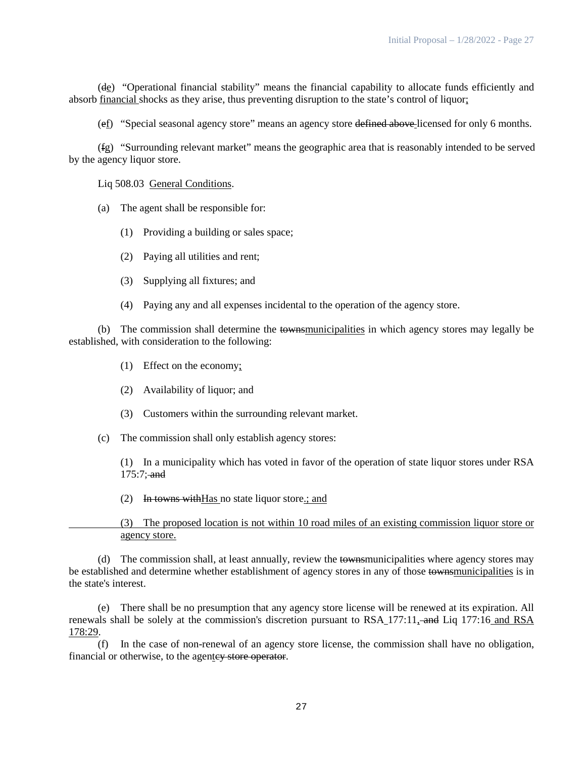(~~d~~<u>e</u>) "Operational financial stability" means the financial capability to allocate funds efficiently and absorb <u>financial</u> shocks as they arise, thus preventing disruption to the state's control of liquor<u>;</u>

(~~e~~<u>f</u>) "Special seasonal agency store" means an agency store ~~defined above~~ licensed for only 6 months.

(~~f~~<u>g</u>) "Surrounding relevant market" means the geographic area that is reasonably intended to be served by the agency liquor store.

Liq 508.03 <u>General Conditions</u>.

(a) The agent shall be responsible for:

(1) Providing a building or sales space;

(2) Paying all utilities and rent;

(3) Supplying all fixtures; and

(4) Paying any and all expenses incidental to the operation of the agency store.

(b) The commission shall determine the ~~towns~~<u>municipalities</u> in which agency stores may legally be established, with consideration to the following:

(1) Effect on the economy<u>;</u>

(2) Availability of liquor; and

(3) Customers within the surrounding relevant market.

(c) The commission shall only establish agency stores:

(1) In a municipality which has voted in favor of the operation of state liquor stores under RSA 175:7;~~ and~~

(2) ~~In towns with~~<u>Has</u> no state liquor store<u>; and</u>

<u>(3) The proposed location is not within 10 road miles of an existing commission liquor store or agency store.</u>

(d) The commission shall, at least annually, review the ~~towns~~municipalities where agency stores may be established and determine whether establishment of agency stores in any of those ~~towns~~<u>municipalities</u> is in the state's interest.

(e) There shall be no presumption that any agency store license will be renewed at its expiration. All renewals shall be solely at the commission's discretion pursuant to RSA 177:11<u>,</u>~~ and~~ Liq 177:16<u> and RSA 178:29</u>.

(f) In the case of non-renewal of an agency store license, the commission shall have no obligation, financial or otherwise, to the agen<u>t</u>~~cy store operator~~.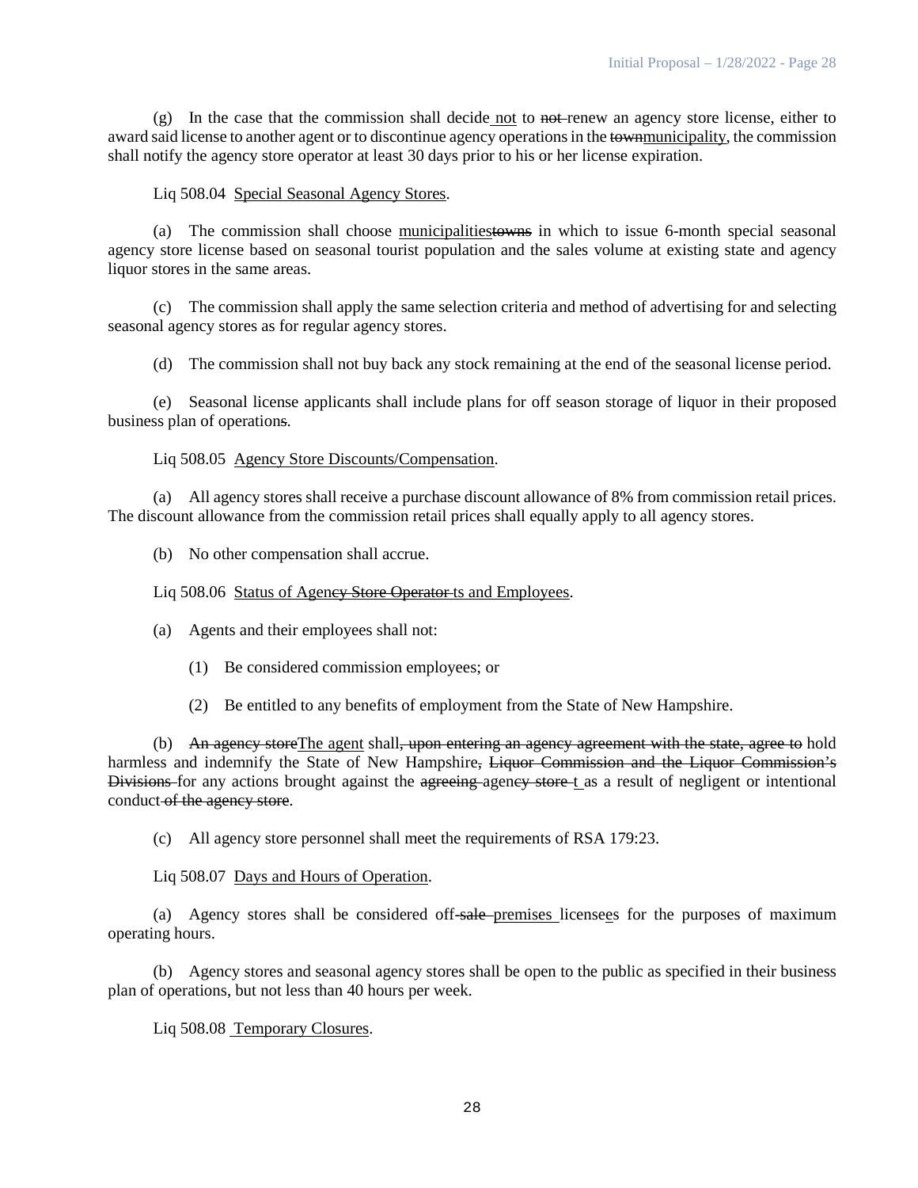(g) In the case that the commission shall decide not to ~~not~~ renew an agency store license, either to award said license to another agent or to discontinue agency operations in the ~~town~~municipality, the commission shall notify the agency store operator at least 30 days prior to his or her license expiration.

Liq 508.04 Special Seasonal Agency Stores.

(a) The commission shall choose municipalities~~towns~~ in which to issue 6-month special seasonal agency store license based on seasonal tourist population and the sales volume at existing state and agency liquor stores in the same areas.

(c) The commission shall apply the same selection criteria and method of advertising for and selecting seasonal agency stores as for regular agency stores.

(d) The commission shall not buy back any stock remaining at the end of the seasonal license period.

(e) Seasonal license applicants shall include plans for off season storage of liquor in their proposed business plan of operation~~s~~.

Liq 508.05 Agency Store Discounts/Compensation.

(a) All agency stores shall receive a purchase discount allowance of 8% from commission retail prices. The discount allowance from the commission retail prices shall equally apply to all agency stores.

(b) No other compensation shall accrue.

Liq 508.06 Status of Agen~~cy Store Operator~~ts and Employees.

(a) Agents and their employees shall not:

(1) Be considered commission employees; or

(2) Be entitled to any benefits of employment from the State of New Hampshire.

(b) ~~An agency store~~The agent shall~~, upon entering an agency agreement with the state, agree to~~ hold harmless and indemnify the State of New Hampshire~~, Liquor Commission and the Liquor Commission's Divisions~~ for any actions brought against the ~~agreeing~~ agen~~cy store~~t as a result of negligent or intentional conduct ~~of the agency store~~.

(c) All agency store personnel shall meet the requirements of RSA 179:23.

Liq 508.07 Days and Hours of Operation.

(a) Agency stores shall be considered off-~~sale~~ premises licensees for the purposes of maximum operating hours.

(b) Agency stores and seasonal agency stores shall be open to the public as specified in their business plan of operations, but not less than 40 hours per week.

Liq 508.08 Temporary Closures.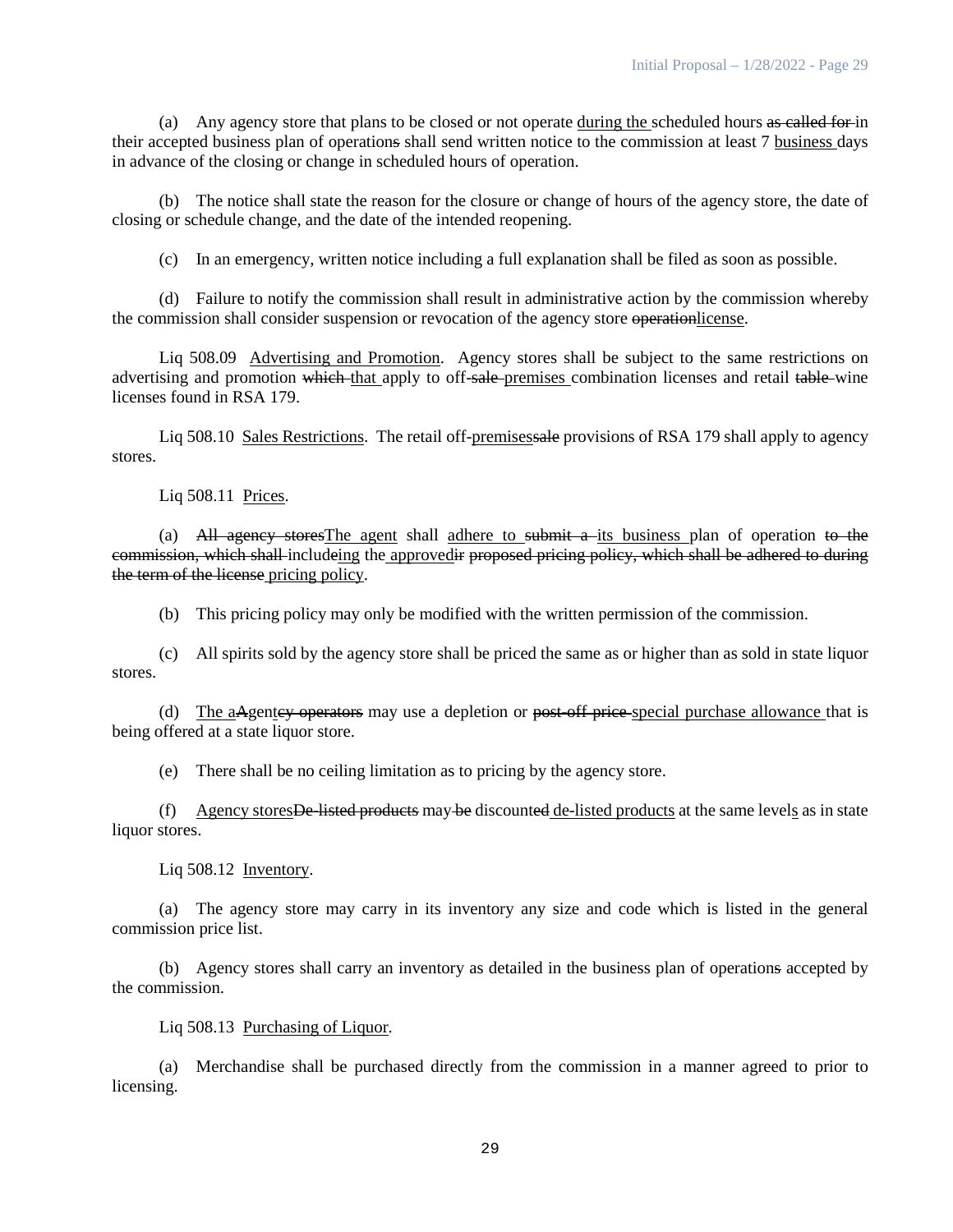(a) Any agency store that plans to be closed or not operate during the scheduled hours as called for in their accepted business plan of operations shall send written notice to the commission at least 7 business days in advance of the closing or change in scheduled hours of operation.

(b) The notice shall state the reason for the closure or change of hours of the agency store, the date of closing or schedule change, and the date of the intended reopening.

(c) In an emergency, written notice including a full explanation shall be filed as soon as possible.

(d) Failure to notify the commission shall result in administrative action by the commission whereby the commission shall consider suspension or revocation of the agency store operationlicense.

Liq 508.09 Advertising and Promotion. Agency stores shall be subject to the same restrictions on advertising and promotion which that apply to off-sale premises combination licenses and retail table wine licenses found in RSA 179.

Liq 508.10 Sales Restrictions. The retail off-premisessale provisions of RSA 179 shall apply to agency stores.

Liq 508.11 Prices.

(a) All agency storesThe agent shall adhere to submit a its business plan of operation to the commission, which shall includeing the approvedir proposed pricing policy, which shall be adhered to during the term of the license pricing policy.

(b) This pricing policy may only be modified with the written permission of the commission.

(c) All spirits sold by the agency store shall be priced the same as or higher than as sold in state liquor stores.

(d) The aAgentcy operators may use a depletion or post-off price special purchase allowance that is being offered at a state liquor store.

(e) There shall be no ceiling limitation as to pricing by the agency store.

(f) Agency storesDe-listed products may be discounted de-listed products at the same levels as in state liquor stores.

Liq 508.12 Inventory.

(a) The agency store may carry in its inventory any size and code which is listed in the general commission price list.

(b) Agency stores shall carry an inventory as detailed in the business plan of operations accepted by the commission.

Liq 508.13 Purchasing of Liquor.

(a) Merchandise shall be purchased directly from the commission in a manner agreed to prior to licensing.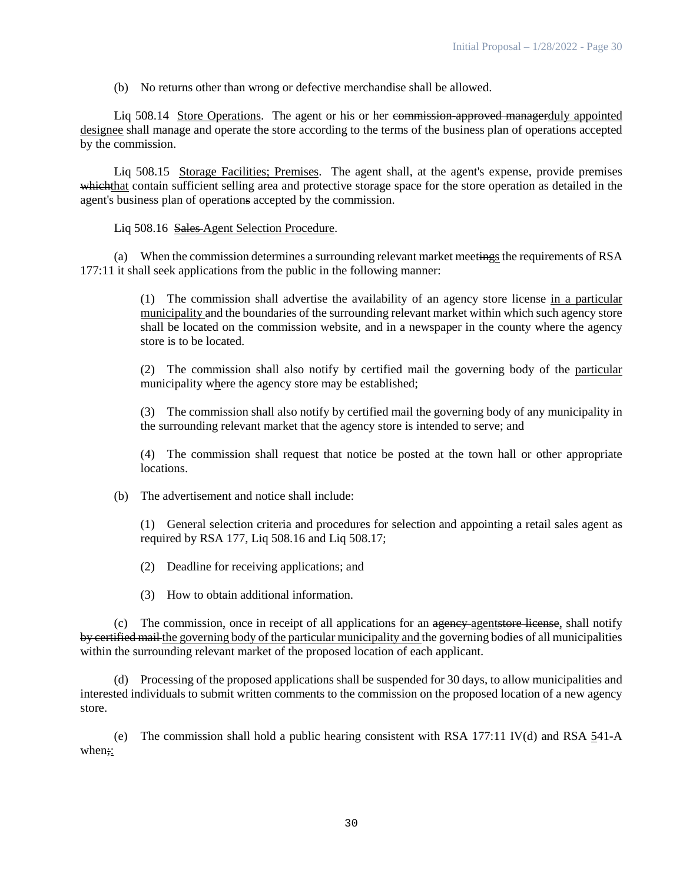(b) No returns other than wrong or defective merchandise shall be allowed.

Liq 508.14 Store Operations. The agent or his or her ~~commission-approved manager~~duly appointed designee shall manage and operate the store according to the terms of the business plan of operation~~s~~ accepted by the commission.

Liq 508.15 Storage Facilities; Premises. The agent shall, at the agent's expense, provide premises ~~which~~that contain sufficient selling area and protective storage space for the store operation as detailed in the agent's business plan of operation~~s~~ accepted by the commission.

Liq 508.16 ~~Sales~~ Agent Selection Procedure.

(a) When the commission determines a surrounding relevant market meet~~ings~~s the requirements of RSA 177:11 it shall seek applications from the public in the following manner:

(1) The commission shall advertise the availability of an agency store license in a particular municipality and the boundaries of the surrounding relevant market within which such agency store shall be located on the commission website, and in a newspaper in the county where the agency store is to be located.

(2) The commission shall also notify by certified mail the governing body of the particular municipality where the agency store may be established;

(3) The commission shall also notify by certified mail the governing body of any municipality in the surrounding relevant market that the agency store is intended to serve; and

(4) The commission shall request that notice be posted at the town hall or other appropriate locations.

(b) The advertisement and notice shall include:

(1) General selection criteria and procedures for selection and appointing a retail sales agent as required by RSA 177, Liq 508.16 and Liq 508.17;

(2) Deadline for receiving applications; and

(3) How to obtain additional information.

(c) The commission, once in receipt of all applications for an ~~agency agent~~store license, shall notify ~~by certified mail~~ the governing body of the particular municipality and the governing bodies of all municipalities within the surrounding relevant market of the proposed location of each applicant.

(d) Processing of the proposed applications shall be suspended for 30 days, to allow municipalities and interested individuals to submit written comments to the commission on the proposed location of a new agency store.

(e) The commission shall hold a public hearing consistent with RSA 177:11 IV(d) and RSA 541-A when~~;~~: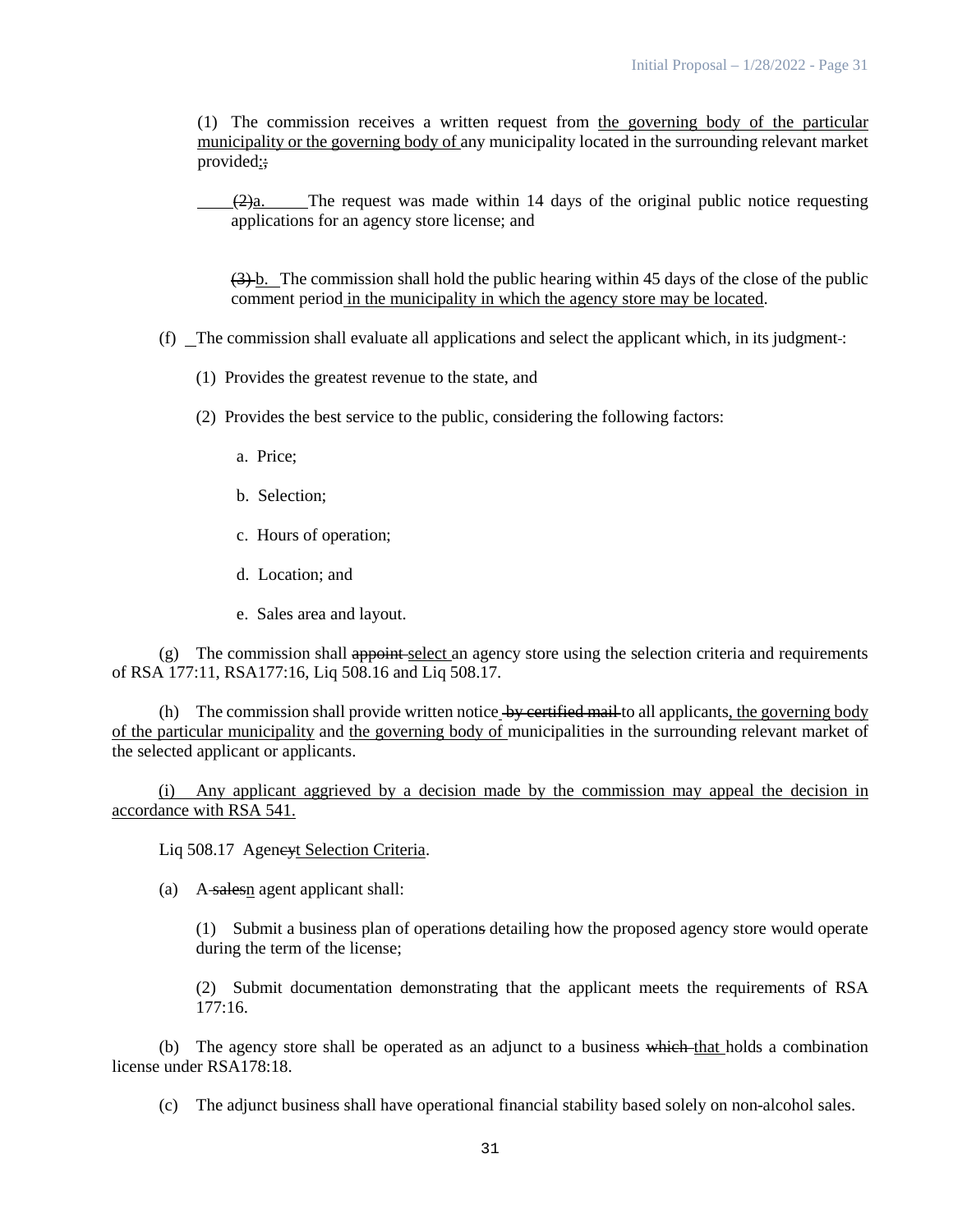(1) The commission receives a written request from the governing body of the particular municipality or the governing body of any municipality located in the surrounding relevant market provided:;

(2)a. The request was made within 14 days of the original public notice requesting applications for an agency store license; and

(3) b. The commission shall hold the public hearing within 45 days of the close of the public comment period in the municipality in which the agency store may be located.

(f) The commission shall evaluate all applications and select the applicant which, in its judgment-:

(1) Provides the greatest revenue to the state, and

(2) Provides the best service to the public, considering the following factors:

a. Price;

b. Selection;

c. Hours of operation;

d. Location; and

e. Sales area and layout.

(g) The commission shall appoint select an agency store using the selection criteria and requirements of RSA 177:11, RSA177:16, Liq 508.16 and Liq 508.17.

(h) The commission shall provide written notice by certified mail to all applicants, the governing body of the particular municipality and the governing body of municipalities in the surrounding relevant market of the selected applicant or applicants.

(i) Any applicant aggrieved by a decision made by the commission may appeal the decision in accordance with RSA 541.

Liq 508.17 Agencyt Selection Criteria.

(a) A salesn agent applicant shall:

(1) Submit a business plan of operations detailing how the proposed agency store would operate during the term of the license;

(2) Submit documentation demonstrating that the applicant meets the requirements of RSA 177:16.

(b) The agency store shall be operated as an adjunct to a business which that holds a combination license under RSA178:18.

(c) The adjunct business shall have operational financial stability based solely on non-alcohol sales.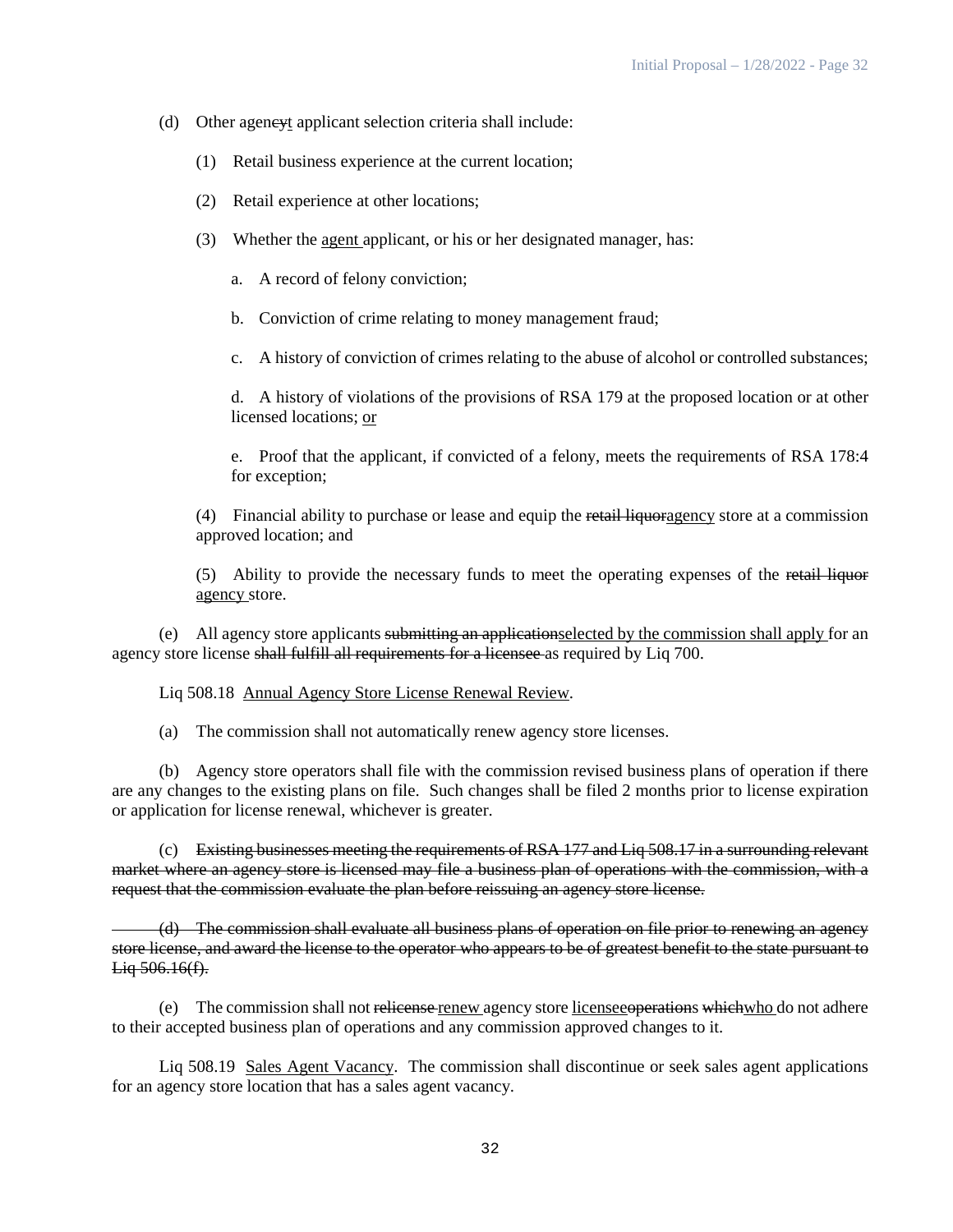(d) Other agen~~cy~~t applicant selection criteria shall include:

(1) Retail business experience at the current location;

(2) Retail experience at other locations;

(3) Whether the <u>agent</u> applicant, or his or her designated manager, has:

a. A record of felony conviction;

b. Conviction of crime relating to money management fraud;

c. A history of conviction of crimes relating to the abuse of alcohol or controlled substances;

d. A history of violations of the provisions of RSA 179 at the proposed location or at other licensed locations; <u>or</u>

e. Proof that the applicant, if convicted of a felony, meets the requirements of RSA 178:4 for exception;

(4) Financial ability to purchase or lease and equip the ~~retail liquor~~<u>agency</u> store at a commission approved location; and

(5) Ability to provide the necessary funds to meet the operating expenses of the ~~retail liquor~~ <u>agency</u> store.

(e) All agency store applicants ~~submitting an application~~<u>selected by the commission shall apply</u> for an agency store license ~~shall fulfill all requirements for a licensee~~ as required by Liq 700.

Liq 508.18 <u>Annual Agency Store License Renewal Review</u>.

(a) The commission shall not automatically renew agency store licenses.

(b) Agency store operators shall file with the commission revised business plans of operation if there are any changes to the existing plans on file. Such changes shall be filed 2 months prior to license expiration or application for license renewal, whichever is greater.

(c) ~~Existing businesses meeting the requirements of RSA 177 and Liq 508.17 in a surrounding relevant market where an agency store is licensed may file a business plan of operations with the commission, with a request that the commission evaluate the plan before reissuing an agency store license.~~

~~(d) The commission shall evaluate all business plans of operation on file prior to renewing an agency store license, and award the license to the operator who appears to be of greatest benefit to the state pursuant to Liq 506.16(f).~~

(e) The commission shall not ~~relicense~~ <u>renew</u> agency store <u>licensee</u>~~operation~~s ~~which~~<u>who</u> do not adhere to their accepted business plan of operations and any commission approved changes to it.

Liq 508.19 <u>Sales Agent Vacancy</u>. The commission shall discontinue or seek sales agent applications for an agency store location that has a sales agent vacancy.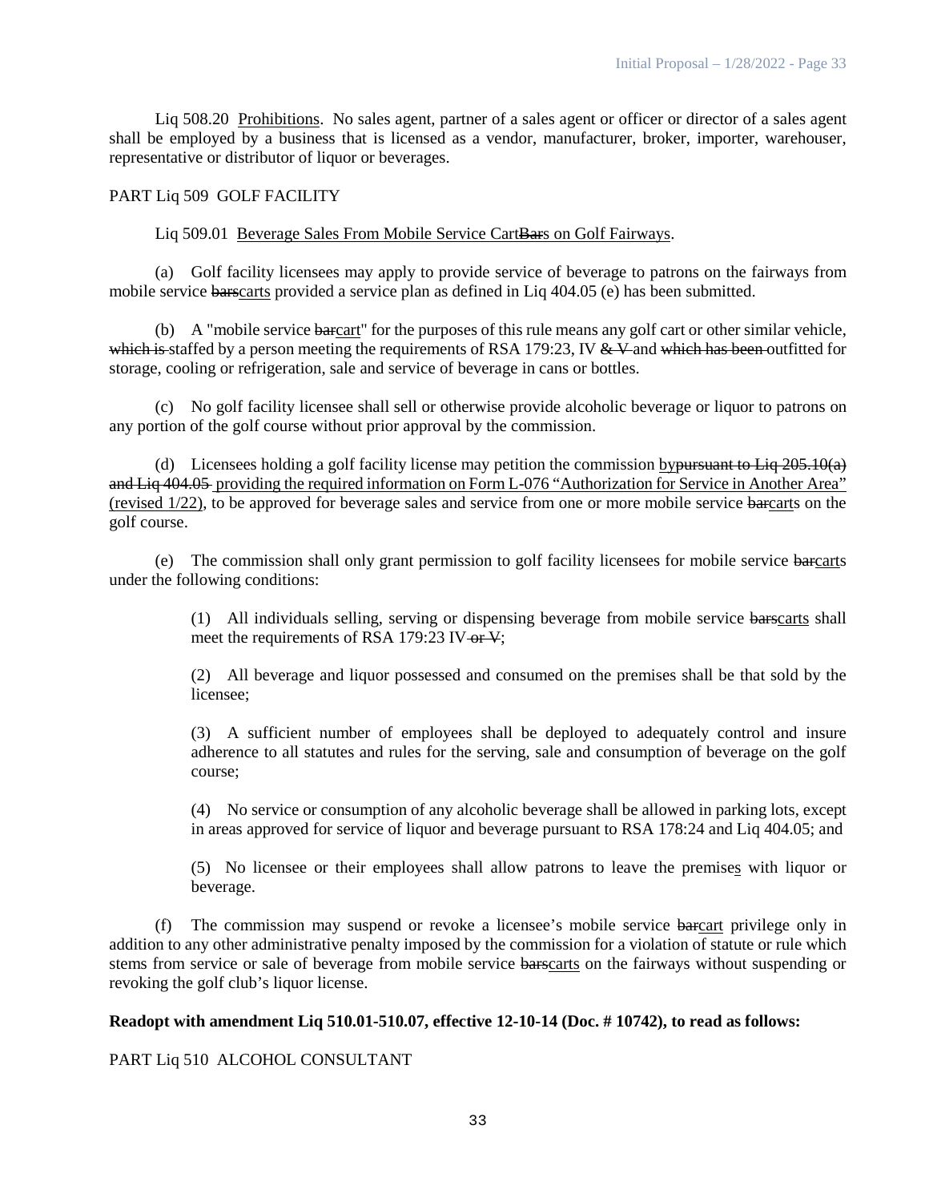Liq 508.20 <u>Prohibitions</u>. No sales agent, partner of a sales agent or officer or director of a sales agent shall be employed by a business that is licensed as a vendor, manufacturer, broker, importer, warehouser, representative or distributor of liquor or beverages.

PART Liq 509 GOLF FACILITY

Liq 509.01 <u>Beverage Sales From Mobile Service Cart</u>~~Bar~~<u>s on Golf Fairways</u>.

(a) Golf facility licensees may apply to provide service of beverage to patrons on the fairways from mobile service ~~bars~~<u>carts</u> provided a service plan as defined in Liq 404.05 (e) has been submitted.

(b) A "mobile service ~~bar~~<u>cart</u>" for the purposes of this rule means any golf cart or other similar vehicle, ~~which is~~ staffed by a person meeting the requirements of RSA 179:23, IV ~~& V~~ and ~~which has been~~ outfitted for storage, cooling or refrigeration, sale and service of beverage in cans or bottles.

(c) No golf facility licensee shall sell or otherwise provide alcoholic beverage or liquor to patrons on any portion of the golf course without prior approval by the commission.

(d) Licensees holding a golf facility license may petition the commission <u>by</u>~~pursuant to Liq 205.10(a) and Liq 404.05~~ <u>providing the required information on Form L-076 "Authorization for Service in Another Area" (revised 1/22)</u>, to be approved for beverage sales and service from one or more mobile service ~~bar~~<u>cart</u>s on the golf course.

(e) The commission shall only grant permission to golf facility licensees for mobile service ~~bar~~<u>cart</u>s under the following conditions:

> (1) All individuals selling, serving or dispensing beverage from mobile service ~~bars~~<u>carts</u> shall meet the requirements of RSA 179:23 IV ~~or V~~;
>
> (2) All beverage and liquor possessed and consumed on the premises shall be that sold by the licensee;
>
> (3) A sufficient number of employees shall be deployed to adequately control and insure adherence to all statutes and rules for the serving, sale and consumption of beverage on the golf course;
>
> (4) No service or consumption of any alcoholic beverage shall be allowed in parking lots, except in areas approved for service of liquor and beverage pursuant to RSA 178:24 and Liq 404.05; and
>
> (5) No licensee or their employees shall allow patrons to leave the premise<u>s</u> with liquor or beverage.

(f) The commission may suspend or revoke a licensee's mobile service ~~bar~~<u>cart</u> privilege only in addition to any other administrative penalty imposed by the commission for a violation of statute or rule which stems from service or sale of beverage from mobile service ~~bars~~<u>carts</u> on the fairways without suspending or revoking the golf club's liquor license.

**Readopt with amendment Liq 510.01-510.07, effective 12-10-14 (Doc. # 10742), to read as follows:**

PART Liq 510 ALCOHOL CONSULTANT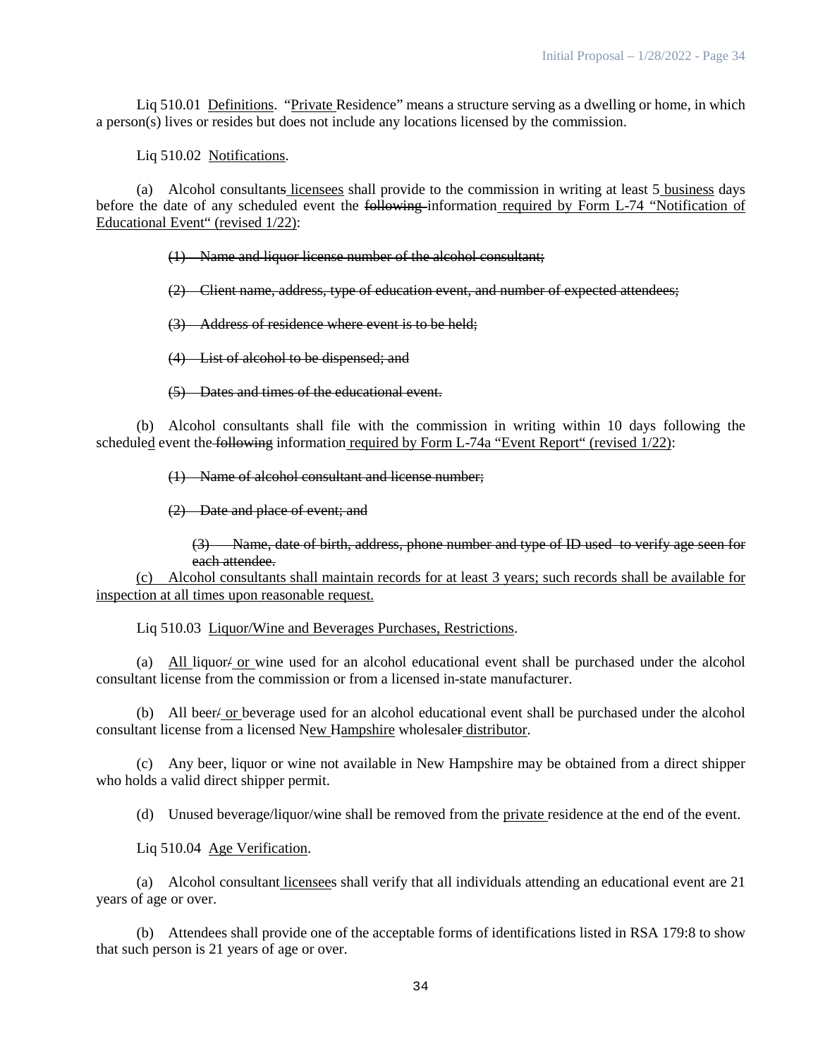Liq 510.01 Definitions. "Private Residence" means a structure serving as a dwelling or home, in which a person(s) lives or resides but does not include any locations licensed by the commission.

Liq 510.02 Notifications.

(a) Alcohol consultants licensees shall provide to the commission in writing at least 5 business days before the date of any scheduled event the following information required by Form L-74 "Notification of Educational Event" (revised 1/22):

~~(1) Name and liquor license number of the alcohol consultant;~~

~~(2) Client name, address, type of education event, and number of expected attendees;~~

~~(3) Address of residence where event is to be held;~~

~~(4) List of alcohol to be dispensed; and~~

~~(5) Dates and times of the educational event.~~

(b) Alcohol consultants shall file with the commission in writing within 10 days following the scheduled event the following information required by Form L-74a "Event Report" (revised 1/22):

~~(1) Name of alcohol consultant and license number;~~

~~(2) Date and place of event; and~~

~~(3) Name, date of birth, address, phone number and type of ID used to verify age seen for each attendee.~~

(c) Alcohol consultants shall maintain records for at least 3 years; such records shall be available for inspection at all times upon reasonable request.

Liq 510.03 Liquor/Wine and Beverages Purchases, Restrictions.

(a) All liquor/ or wine used for an alcohol educational event shall be purchased under the alcohol consultant license from the commission or from a licensed in-state manufacturer.

(b) All beer/ or beverage used for an alcohol educational event shall be purchased under the alcohol consultant license from a licensed New Hampshire wholesaler distributor.

(c) Any beer, liquor or wine not available in New Hampshire may be obtained from a direct shipper who holds a valid direct shipper permit.

(d) Unused beverage/liquor/wine shall be removed from the private residence at the end of the event.

Liq 510.04 Age Verification.

(a) Alcohol consultant licensees shall verify that all individuals attending an educational event are 21 years of age or over.

(b) Attendees shall provide one of the acceptable forms of identifications listed in RSA 179:8 to show that such person is 21 years of age or over.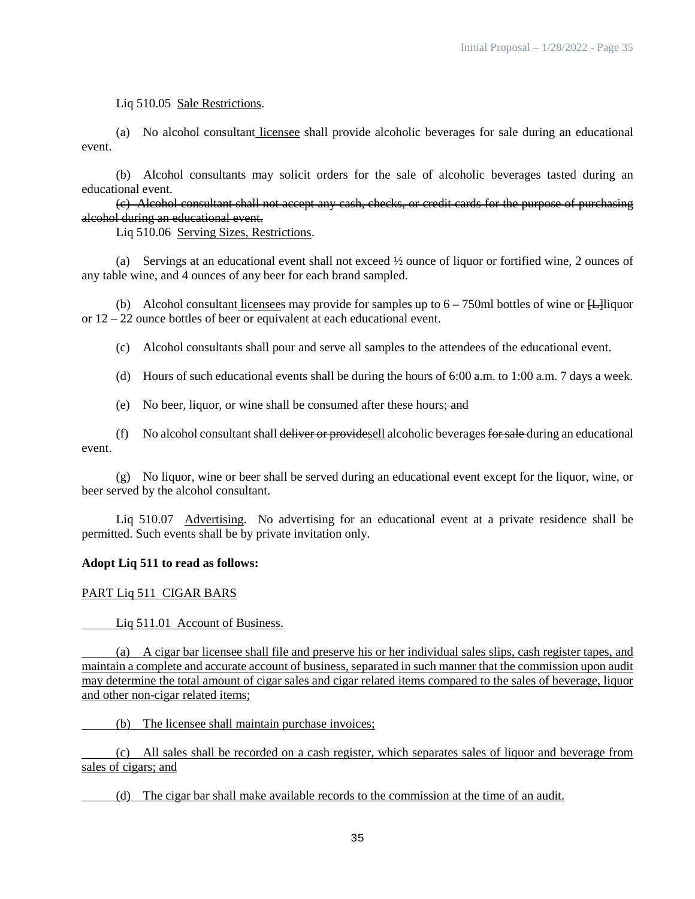Liq 510.05 Sale Restrictions.

(a) No alcohol consultant licensee shall provide alcoholic beverages for sale during an educational event.

(b) Alcohol consultants may solicit orders for the sale of alcoholic beverages tasted during an educational event.

~~(c) Alcohol consultant shall not accept any cash, checks, or credit cards for the purpose of purchasing alcohol during an educational event.~~

Liq 510.06 Serving Sizes, Restrictions.

(a) Servings at an educational event shall not exceed ½ ounce of liquor or fortified wine, 2 ounces of any table wine, and 4 ounces of any beer for each brand sampled.

(b) Alcohol consultant licensees may provide for samples up to 6 – 750ml bottles of wine or [L]liquor or 12 – 22 ounce bottles of beer or equivalent at each educational event.

(c) Alcohol consultants shall pour and serve all samples to the attendees of the educational event.

(d) Hours of such educational events shall be during the hours of 6:00 a.m. to 1:00 a.m. 7 days a week.

(e) No beer, liquor, or wine shall be consumed after these hours; ~~and~~

(f) No alcohol consultant shall ~~deliver or provide~~sell alcoholic beverages ~~for sale~~ during an educational event.

(g) No liquor, wine or beer shall be served during an educational event except for the liquor, wine, or beer served by the alcohol consultant.

Liq 510.07 Advertising. No advertising for an educational event at a private residence shall be permitted. Such events shall be by private invitation only.

**Adopt Liq 511 to read as follows:**

PART Liq 511 CIGAR BARS

Liq 511.01 Account of Business.

(a) A cigar bar licensee shall file and preserve his or her individual sales slips, cash register tapes, and maintain a complete and accurate account of business, separated in such manner that the commission upon audit may determine the total amount of cigar sales and cigar related items compared to the sales of beverage, liquor and other non-cigar related items;

(b) The licensee shall maintain purchase invoices;

(c) All sales shall be recorded on a cash register, which separates sales of liquor and beverage from sales of cigars; and

(d) The cigar bar shall make available records to the commission at the time of an audit.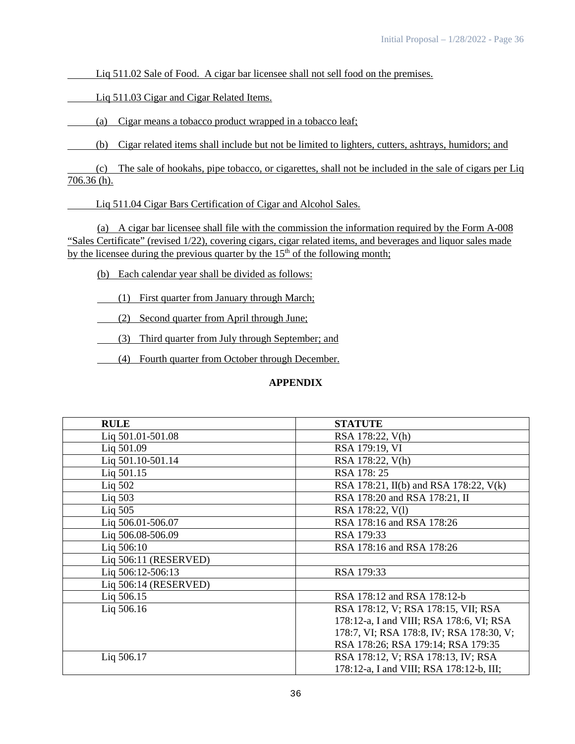Liq 511.02 Sale of Food. A cigar bar licensee shall not sell food on the premises.

Liq 511.03 Cigar and Cigar Related Items.

(a) Cigar means a tobacco product wrapped in a tobacco leaf;

(b) Cigar related items shall include but not be limited to lighters, cutters, ashtrays, humidors; and

(c) The sale of hookahs, pipe tobacco, or cigarettes, shall not be included in the sale of cigars per Liq 706.36 (h).

Liq 511.04 Cigar Bars Certification of Cigar and Alcohol Sales.

(a) A cigar bar licensee shall file with the commission the information required by the Form A-008 "Sales Certificate" (revised 1/22), covering cigars, cigar related items, and beverages and liquor sales made by the licensee during the previous quarter by the 15th of the following month;

(b) Each calendar year shall be divided as follows:

(1) First quarter from January through March;

(2) Second quarter from April through June;

(3) Third quarter from July through September; and

(4) Fourth quarter from October through December.

**APPENDIX**

| **RULE** | **STATUTE** |
|---|---|
| Liq 501.01-501.08 | RSA 178:22, V(h) |
| Liq 501.09 | RSA 179:19, VI |
| Liq 501.10-501.14 | RSA 178:22, V(h) |
| Liq 501.15 | RSA 178: 25 |
| Liq 502 | RSA 178:21, II(b) and RSA 178:22, V(k) |
| Liq 503 | RSA 178:20 and RSA 178:21, II |
| Liq 505 | RSA 178:22, V(l) |
| Liq 506.01-506.07 | RSA 178:16 and RSA 178:26 |
| Liq 506.08-506.09 | RSA 179:33 |
| Liq 506:10 | RSA 178:16 and RSA 178:26 |
| Liq 506:11 (RESERVED) | |
| Liq 506:12-506:13 | RSA 179:33 |
| Liq 506:14 (RESERVED) | |
| Liq 506.15 | RSA 178:12 and RSA 178:12-b |
| Liq 506.16 | RSA 178:12, V; RSA 178:15, VII; RSA 178:12-a, I and VIII; RSA 178:6, VI; RSA 178:7, VI; RSA 178:8, IV; RSA 178:30, V; RSA 178:26; RSA 179:14; RSA 179:35 |
| Liq 506.17 | RSA 178:12, V; RSA 178:13, IV; RSA 178:12-a, I and VIII; RSA 178:12-b, III; |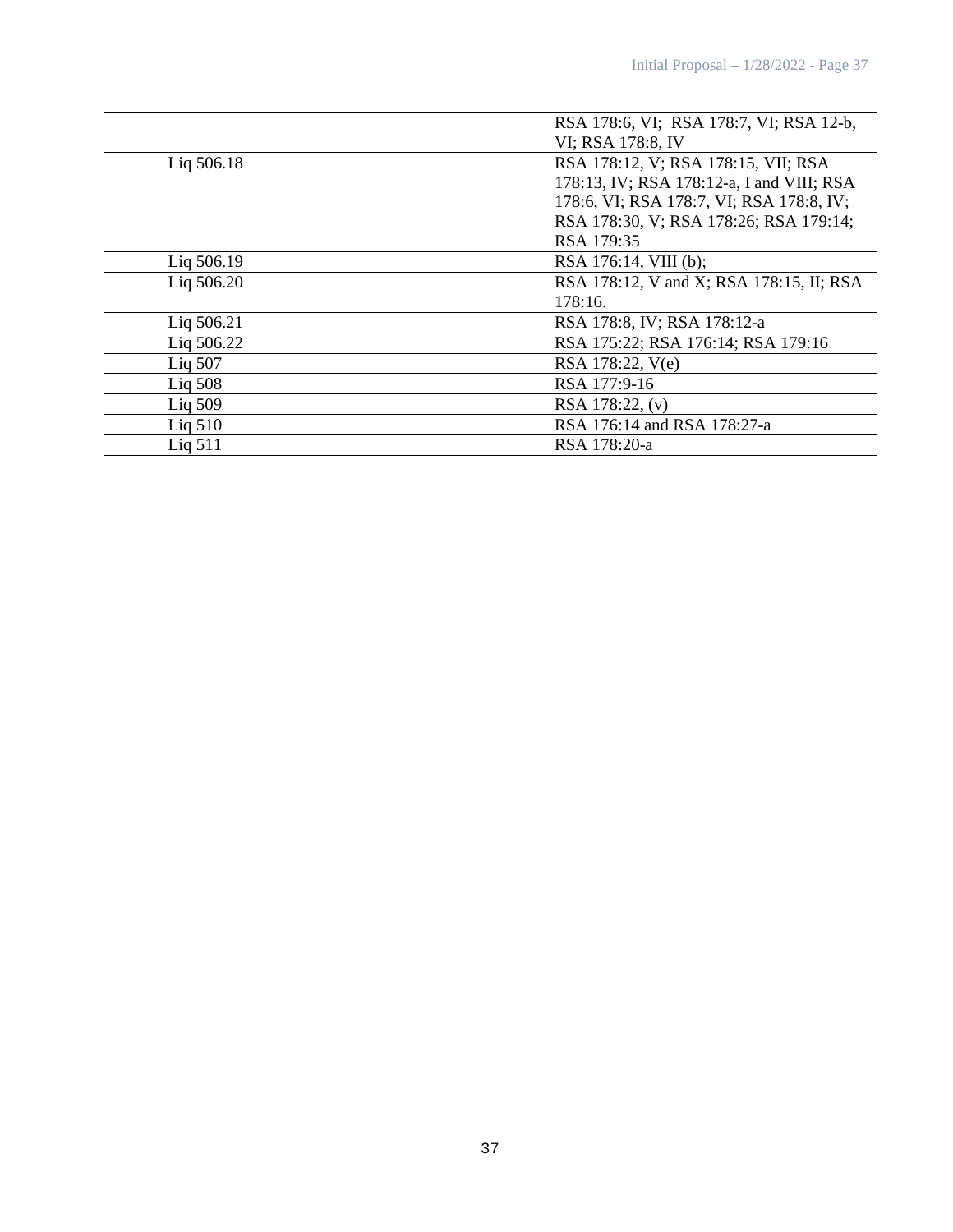| | |
|---|---|
| | RSA 178:6, VI; RSA 178:7, VI; RSA 12-b, VI; RSA 178:8, IV |
| Liq 506.18 | RSA 178:12, V; RSA 178:15, VII; RSA 178:13, IV; RSA 178:12-a, I and VIII; RSA 178:6, VI; RSA 178:7, VI; RSA 178:8, IV; RSA 178:30, V; RSA 178:26; RSA 179:14; RSA 179:35 |
| Liq 506.19 | RSA 176:14, VIII (b); |
| Liq 506.20 | RSA 178:12, V and X; RSA 178:15, II; RSA 178:16. |
| Liq 506.21 | RSA 178:8, IV; RSA 178:12-a |
| Liq 506.22 | RSA 175:22; RSA 176:14; RSA 179:16 |
| Liq 507 | RSA 178:22, V(e) |
| Liq 508 | RSA 177:9-16 |
| Liq 509 | RSA 178:22, (v) |
| Liq 510 | RSA 176:14 and RSA 178:27-a |
| Liq 511 | RSA 178:20-a |